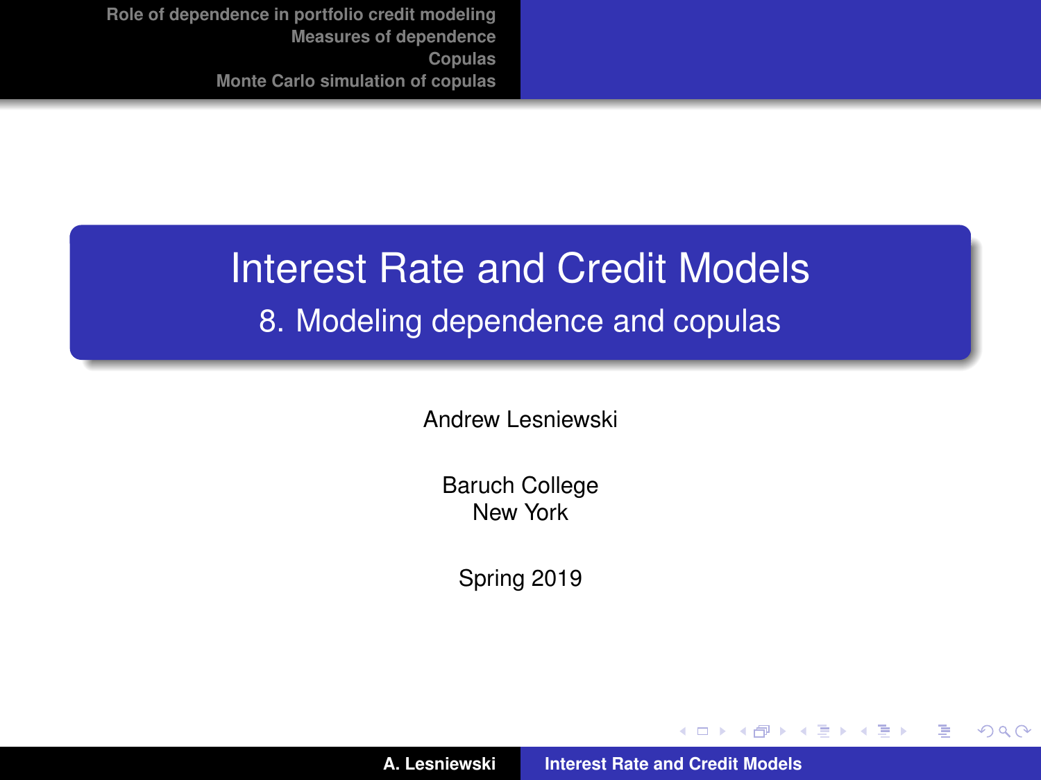# Interest Rate and Credit Models

## 8. Modeling dependence and copulas

Andrew Lesniewski

Baruch College
New York

Spring 2019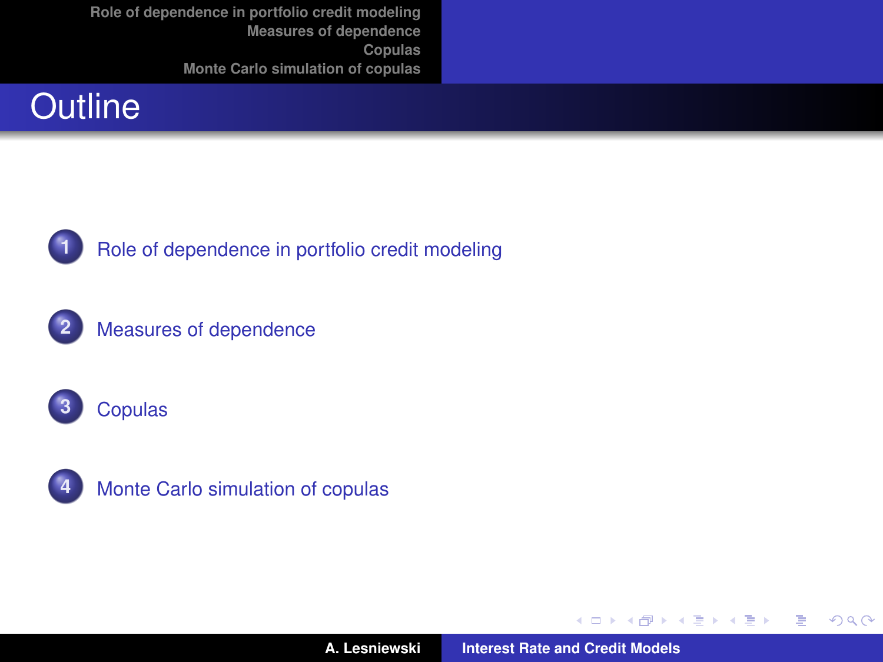# Outline

1. Role of dependence in portfolio credit modeling

2. Measures of dependence

3. Copulas

4. Monte Carlo simulation of copulas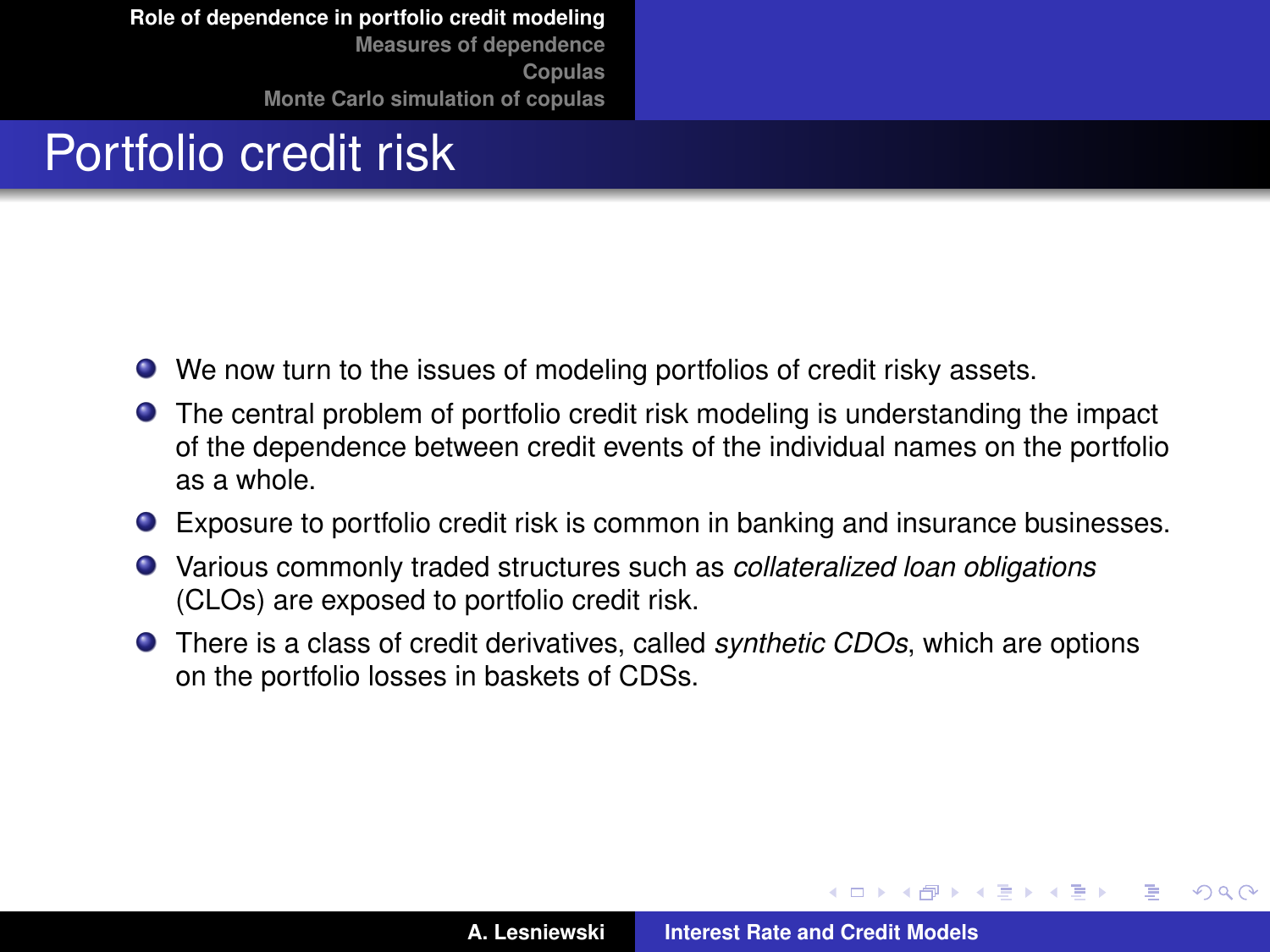# Portfolio credit risk

- We now turn to the issues of modeling portfolios of credit risky assets.
- The central problem of portfolio credit risk modeling is understanding the impact of the dependence between credit events of the individual names on the portfolio as a whole.
- Exposure to portfolio credit risk is common in banking and insurance businesses.
- Various commonly traded structures such as *collateralized loan obligations* (CLOs) are exposed to portfolio credit risk.
- There is a class of credit derivatives, called *synthetic CDOs*, which are options on the portfolio losses in baskets of CDSs.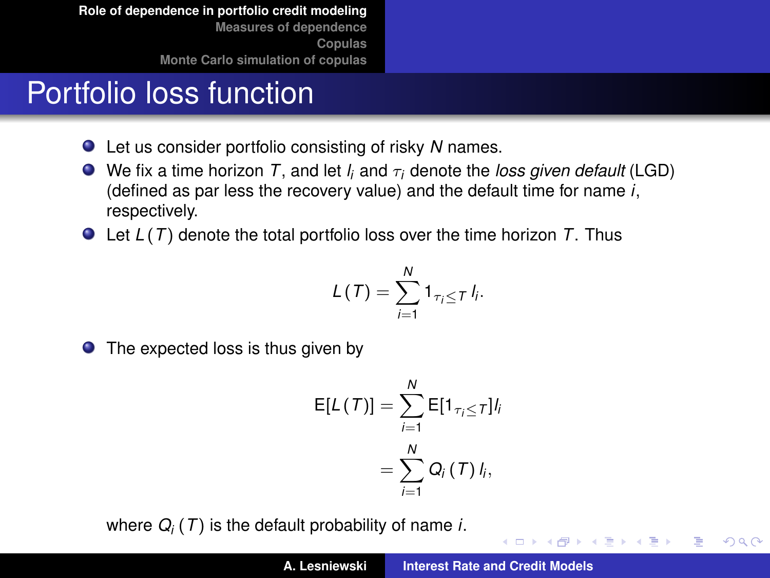# Portfolio loss function

- Let us consider portfolio consisting of risky $N$ names.
- We fix a time horizon $T$, and let $l_i$ and $\tau_i$ denote the *loss given default* (LGD) (defined as par less the recovery value) and the default time for name $i$, respectively.
- Let $L(T)$ denote the total portfolio loss over the time horizon $T$. Thus

$$L(T) = \sum_{i=1}^{N} 1_{\tau_i \leq T} \, l_i.$$

- The expected loss is thus given by

$$\begin{aligned} \mathrm{E}[L(T)] &= \sum_{i=1}^{N} \mathrm{E}[1_{\tau_i \leq T}] l_i \\ &= \sum_{i=1}^{N} Q_i(T) \, l_i, \end{aligned}$$

where $Q_i(T)$ is the default probability of name $i$.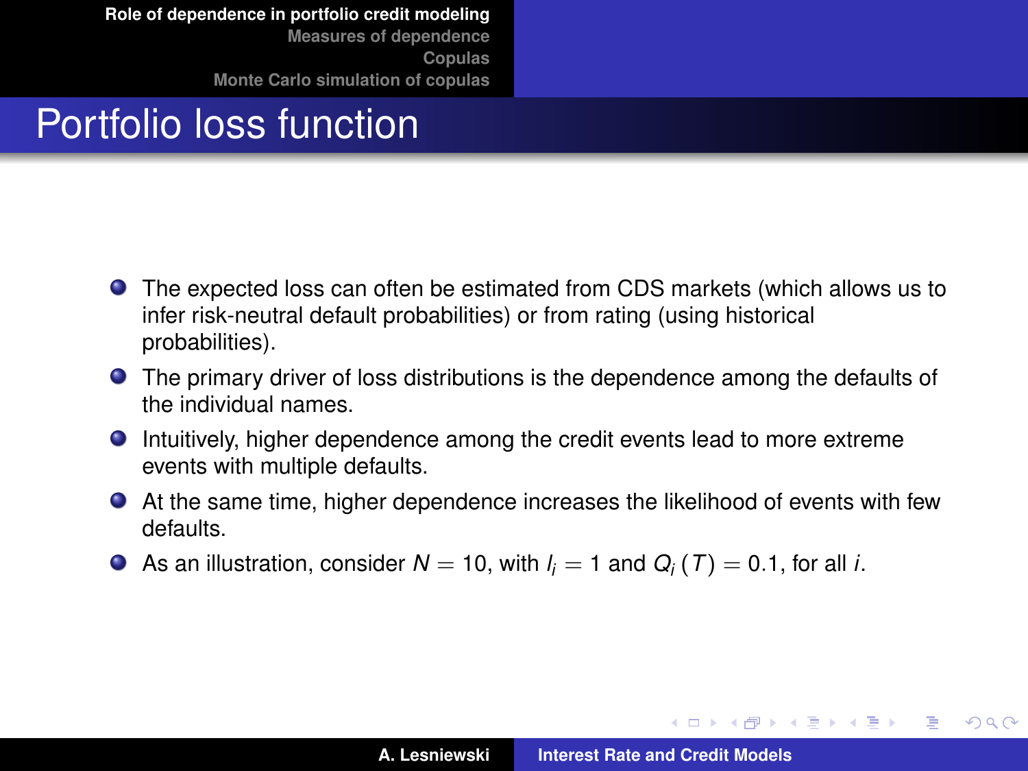# Portfolio loss function

- The expected loss can often be estimated from CDS markets (which allows us to infer risk-neutral default probabilities) or from rating (using historical probabilities).
- The primary driver of loss distributions is the dependence among the defaults of the individual names.
- Intuitively, higher dependence among the credit events lead to more extreme events with multiple defaults.
- At the same time, higher dependence increases the likelihood of events with few defaults.
- As an illustration, consider $N = 10$, with $l_i = 1$ and $Q_i(T) = 0.1$, for all $i$.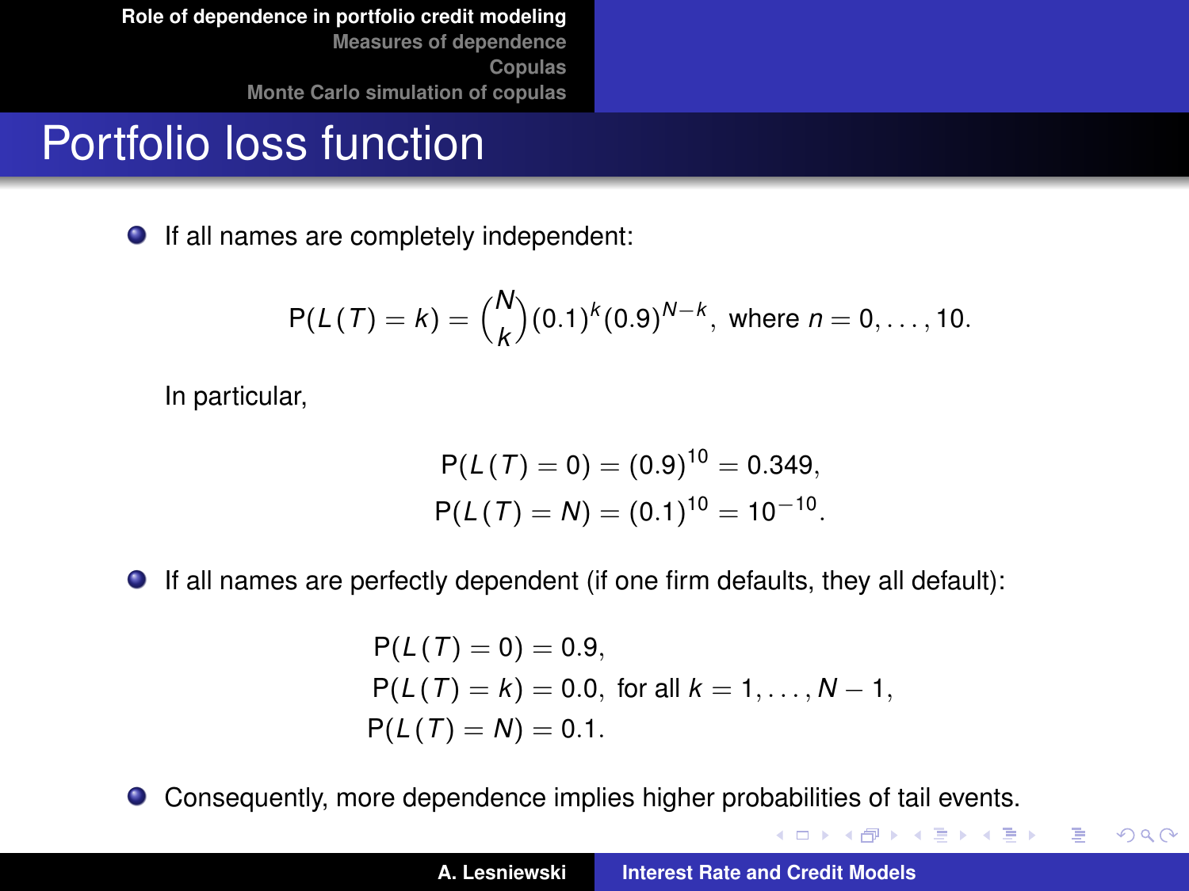# Portfolio loss function

- If all names are completely independent:

$$\mathrm{P}(L(T) = k) = \binom{N}{k} (0.1)^k (0.9)^{N-k}, \text{ where } n = 0, \ldots, 10.$$

In particular,

$$\mathrm{P}(L(T) = 0) = (0.9)^{10} = 0.349,$$
$$\mathrm{P}(L(T) = N) = (0.1)^{10} = 10^{-10}.$$

- If all names are perfectly dependent (if one firm defaults, they all default):

$$\mathrm{P}(L(T) = 0) = 0.9,$$
$$\mathrm{P}(L(T) = k) = 0.0, \text{ for all } k = 1, \ldots, N-1,$$
$$\mathrm{P}(L(T) = N) = 0.1.$$

- Consequently, more dependence implies higher probabilities of tail events.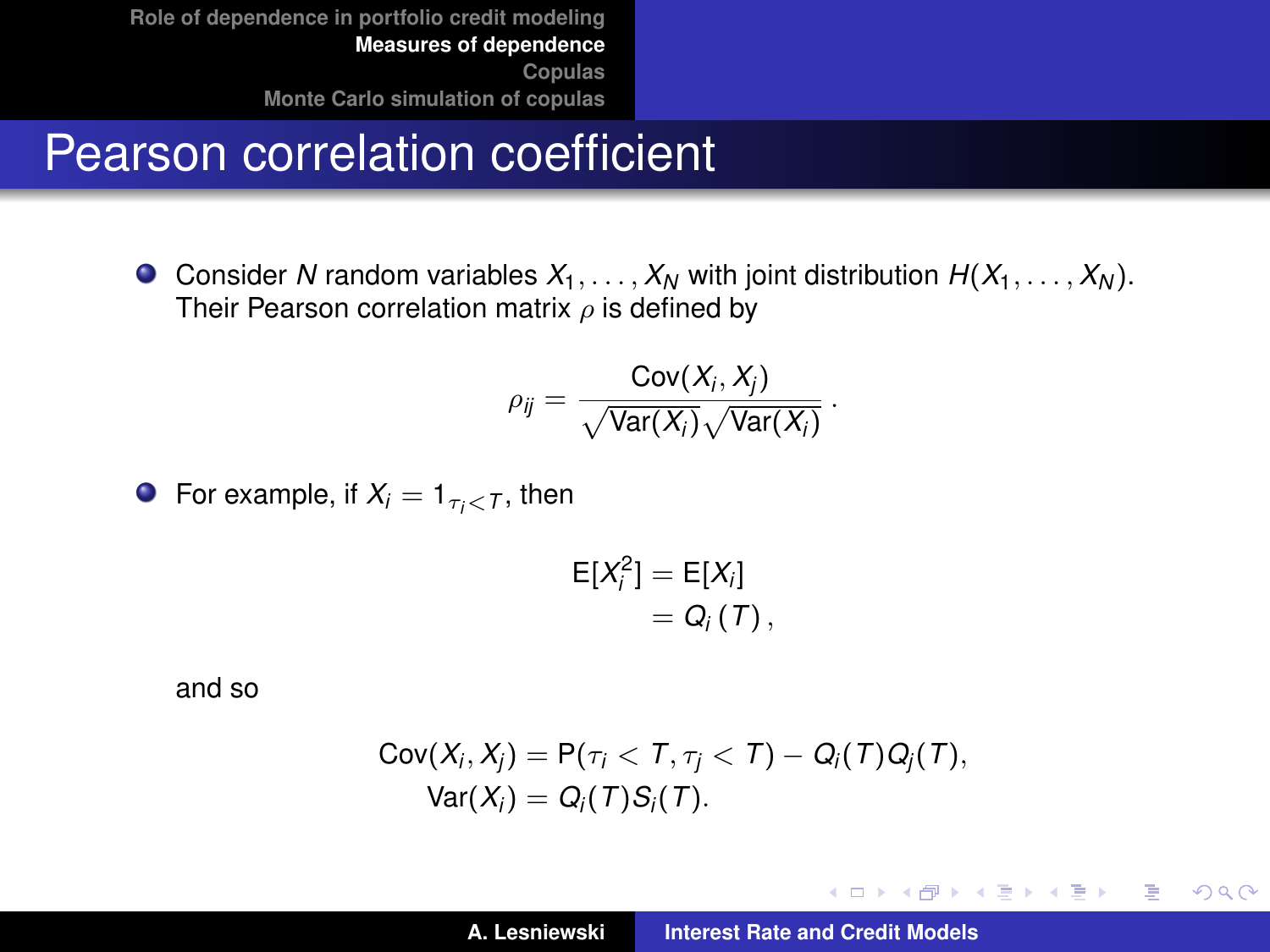# Pearson correlation coefficient

- Consider $N$ random variables $X_1, \ldots, X_N$ with joint distribution $H(X_1, \ldots, X_N)$. Their Pearson correlation matrix $\rho$ is defined by

$$\rho_{ij} = \frac{\mathrm{Cov}(X_i, X_j)}{\sqrt{\mathrm{Var}(X_i)}\sqrt{\mathrm{Var}(X_i)}} .$$

- For example, if $X_i = 1_{\tau_i < T}$, then

$$\begin{aligned} \mathrm{E}[X_i^2] &= \mathrm{E}[X_i] \\ &= Q_i\,(T)\,, \end{aligned}$$

and so

$$\begin{aligned} \mathrm{Cov}(X_i, X_j) &= \mathrm{P}(\tau_i < T, \tau_j < T) - Q_i(T)Q_j(T), \\ \mathrm{Var}(X_i) &= Q_i(T)S_i(T). \end{aligned}$$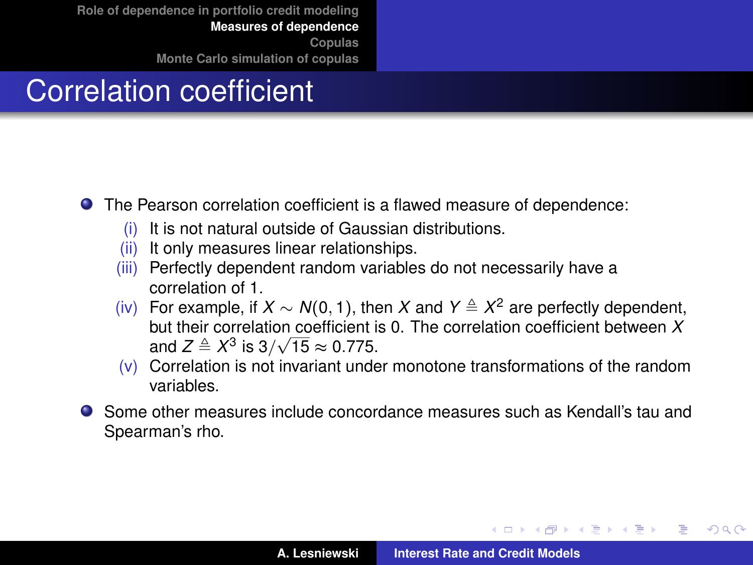# Correlation coefficient

- The Pearson correlation coefficient is a flawed measure of dependence:
  - (i) It is not natural outside of Gaussian distributions.
  - (ii) It only measures linear relationships.
  - (iii) Perfectly dependent random variables do not necessarily have a correlation of 1.
  - (iv) For example, if $X \sim N(0, 1)$, then $X$ and $Y \triangleq X^2$ are perfectly dependent, but their correlation coefficient is 0. The correlation coefficient between $X$ and $Z \triangleq X^3$ is $3/\sqrt{15} \approx 0.775$.
  - (v) Correlation is not invariant under monotone transformations of the random variables.
- Some other measures include concordance measures such as Kendall's tau and Spearman's rho.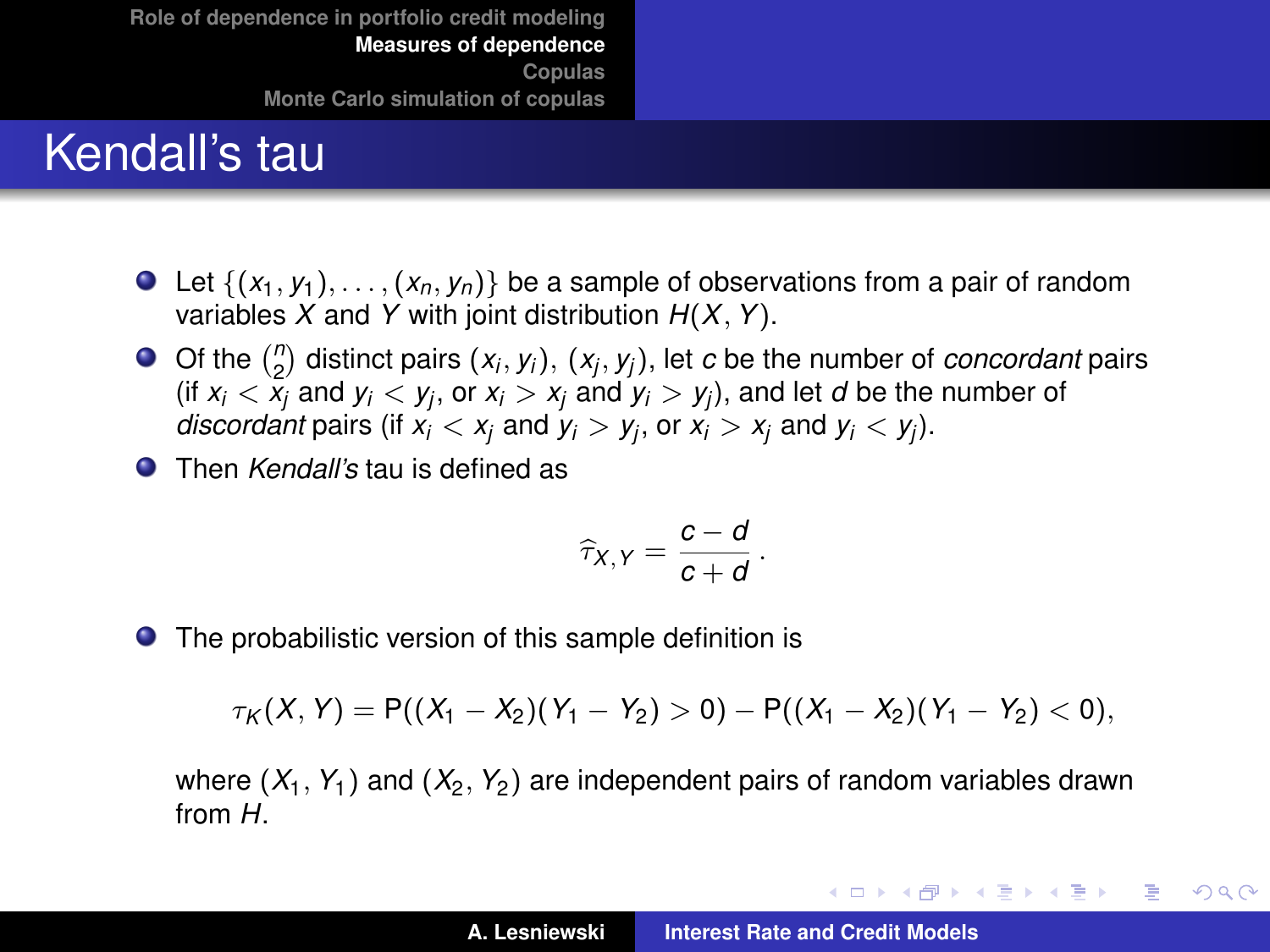# Kendall's tau

- Let $\{(x_1, y_1), \ldots, (x_n, y_n)\}$ be a sample of observations from a pair of random variables $X$ and $Y$ with joint distribution $H(X, Y)$.
- Of the $\binom{n}{2}$ distinct pairs $(x_i, y_i)$, $(x_j, y_j)$, let $c$ be the number of *concordant* pairs (if $x_i < x_j$ and $y_i < y_j$, or $x_i > x_j$ and $y_i > y_j$), and let $d$ be the number of *discordant* pairs (if $x_i < x_j$ and $y_i > y_j$, or $x_i > x_j$ and $y_i < y_j$).
- Then *Kendall's* tau is defined as

$$\widehat{\tau}_{X,Y} = \frac{c - d}{c + d}\,.$$

- The probabilistic version of this sample definition is

$$\tau_K(X, Y) = \mathrm{P}((X_1 - X_2)(Y_1 - Y_2) > 0) - \mathrm{P}((X_1 - X_2)(Y_1 - Y_2) < 0),$$

where $(X_1, Y_1)$ and $(X_2, Y_2)$ are independent pairs of random variables drawn from $H$.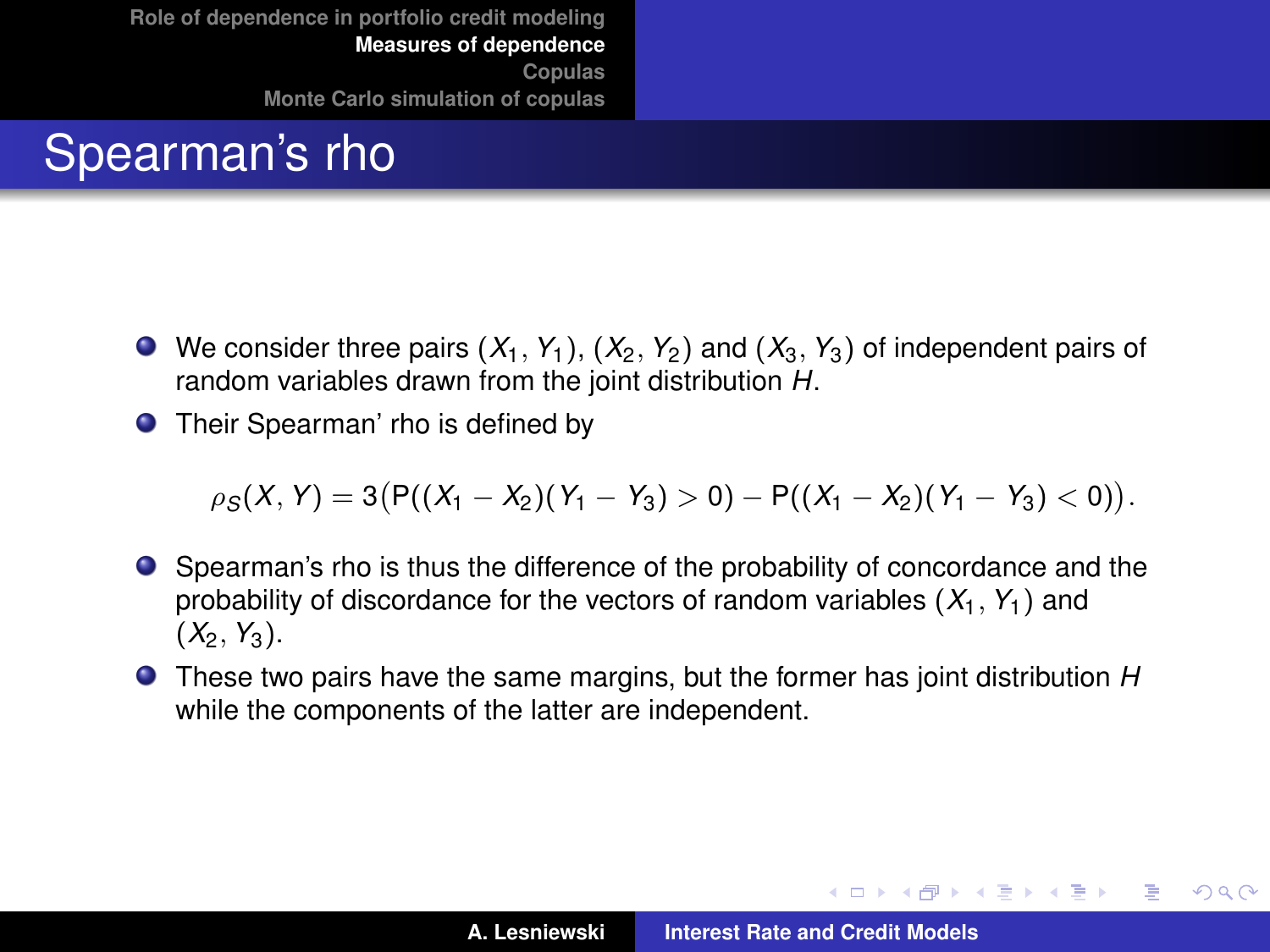# Spearman's rho

- We consider three pairs $(X_1, Y_1)$, $(X_2, Y_2)$ and $(X_3, Y_3)$ of independent pairs of random variables drawn from the joint distribution $H$.
- Their Spearman' rho is defined by

$$\rho_S(X, Y) = 3\big(\mathrm{P}((X_1 - X_2)(Y_1 - Y_3) > 0) - \mathrm{P}((X_1 - X_2)(Y_1 - Y_3) < 0)\big).$$

- Spearman's rho is thus the difference of the probability of concordance and the probability of discordance for the vectors of random variables $(X_1, Y_1)$ and $(X_2, Y_3)$.
- These two pairs have the same margins, but the former has joint distribution $H$ while the components of the latter are independent.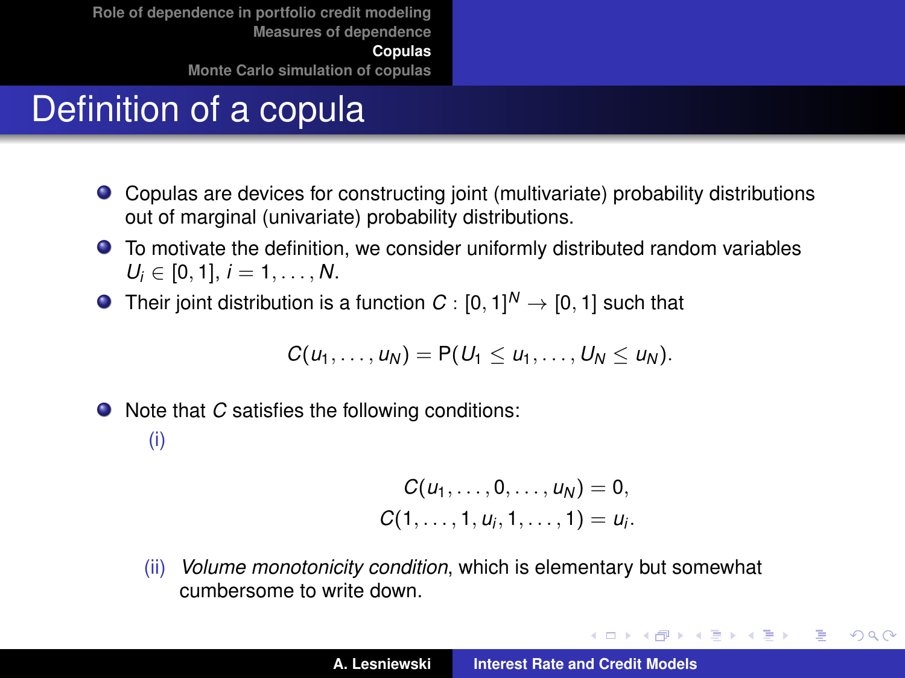# Definition of a copula

- Copulas are devices for constructing joint (multivariate) probability distributions out of marginal (univariate) probability distributions.
- To motivate the definition, we consider uniformly distributed random variables $U_i \in [0, 1]$, $i = 1, \ldots, N$.
- Their joint distribution is a function $C : [0, 1]^N \to [0, 1]$ such that

$$C(u_1, \ldots, u_N) = \mathrm{P}(U_1 \leq u_1, \ldots, U_N \leq u_N).$$

- Note that $C$ satisfies the following conditions:

  (i)

$$\begin{aligned} C(u_1, \ldots, 0, \ldots, u_N) &= 0, \\ C(1, \ldots, 1, u_i, 1, \ldots, 1) &= u_i. \end{aligned}$$

  (ii) *Volume monotonicity condition*, which is elementary but somewhat cumbersome to write down.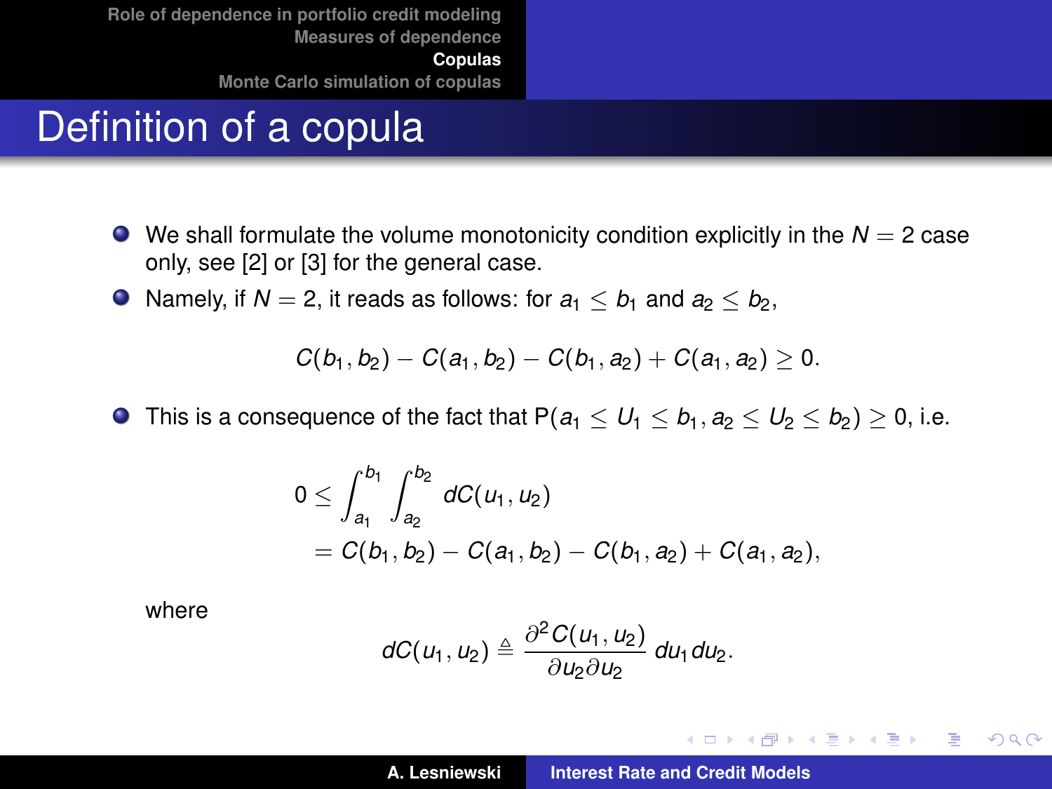# Definition of a copula

- We shall formulate the volume monotonicity condition explicitly in the $N = 2$ case only, see [2] or [3] for the general case.
- Namely, if $N = 2$, it reads as follows: for $a_1 \leq b_1$ and $a_2 \leq b_2$,

$$C(b_1, b_2) - C(a_1, b_2) - C(b_1, a_2) + C(a_1, a_2) \geq 0.$$

- This is a consequence of the fact that $\mathrm{P}(a_1 \leq U_1 \leq b_1, a_2 \leq U_2 \leq b_2) \geq 0$, i.e.

$$\begin{aligned} 0 &\leq \int_{a_1}^{b_1} \int_{a_2}^{b_2} dC(u_1, u_2) \\ &= C(b_1, b_2) - C(a_1, b_2) - C(b_1, a_2) + C(a_1, a_2), \end{aligned}$$

  where

$$dC(u_1, u_2) \triangleq \frac{\partial^2 C(u_1, u_2)}{\partial u_2 \partial u_2} \, du_1 du_2.$$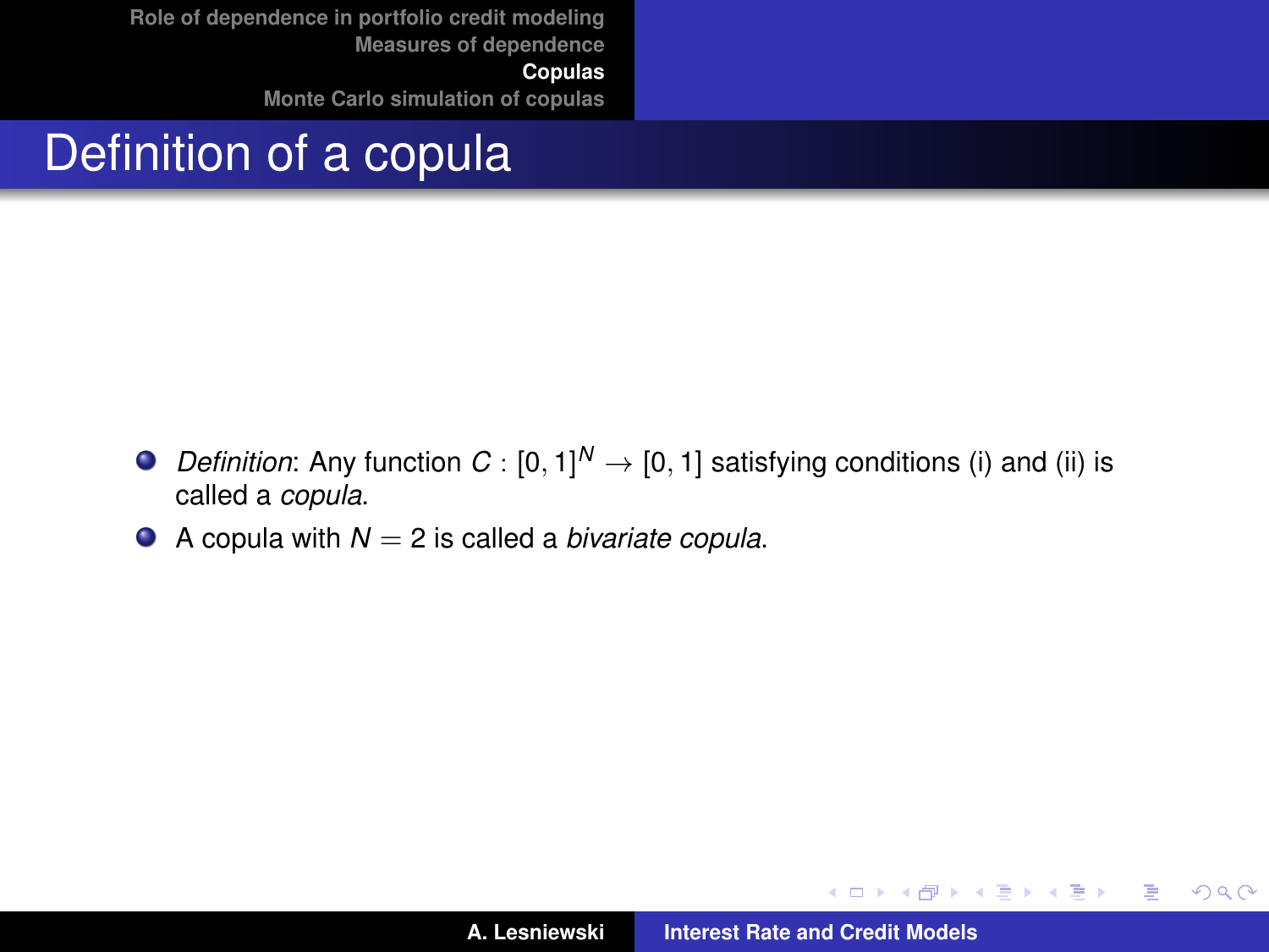# Definition of a copula

- *Definition*: Any function $C : [0,1]^N \to [0,1]$ satisfying conditions (i) and (ii) is called a *copula*.
- A copula with $N = 2$ is called a *bivariate copula*.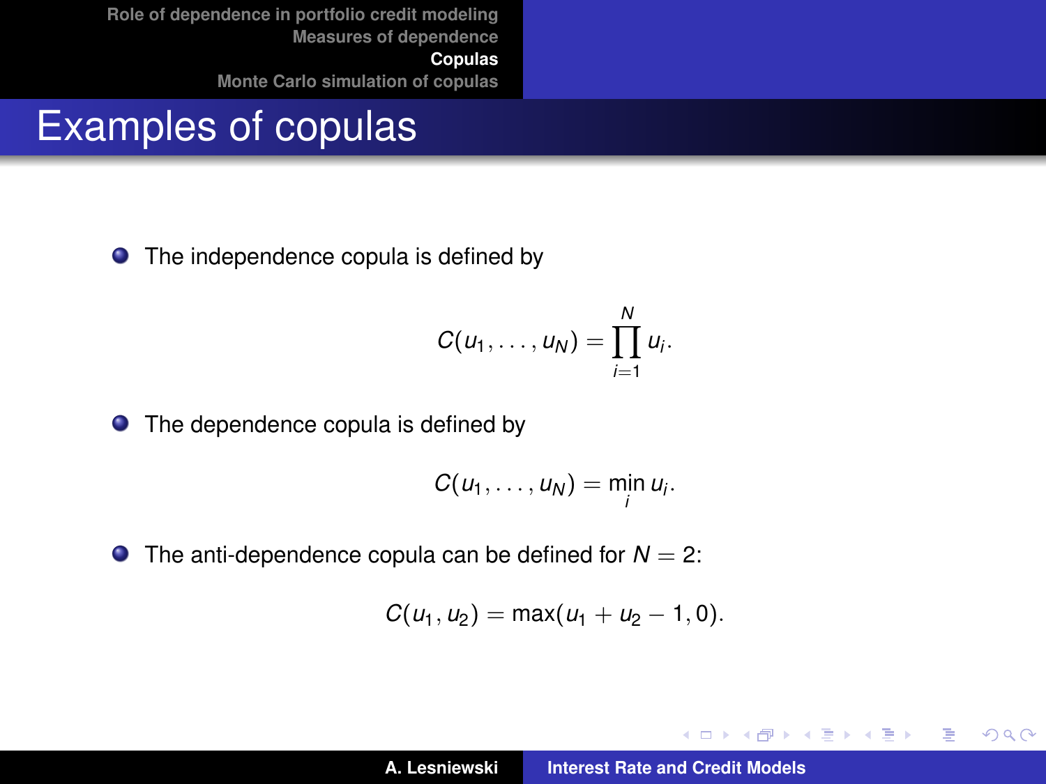# Examples of copulas

- The independence copula is defined by

$$C(u_1, \ldots, u_N) = \prod_{i=1}^{N} u_i.$$

- The dependence copula is defined by

$$C(u_1, \ldots, u_N) = \min_i u_i.$$

- The anti-dependence copula can be defined for $N = 2$:

$$C(u_1, u_2) = \max(u_1 + u_2 - 1, 0).$$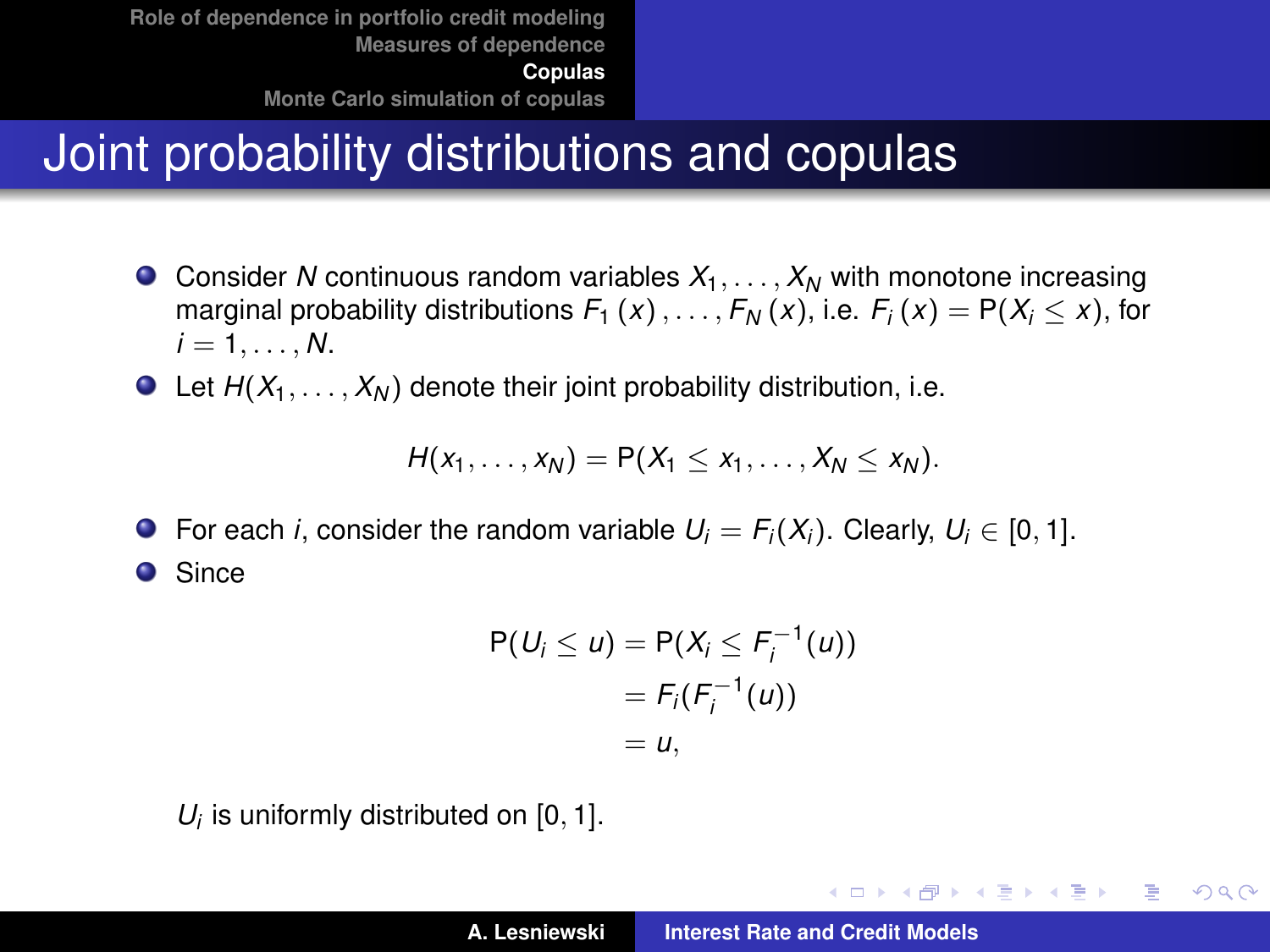# Joint probability distributions and copulas

- Consider $N$ continuous random variables $X_1, \ldots, X_N$ with monotone increasing marginal probability distributions $F_1(x), \ldots, F_N(x)$, i.e. $F_i(x) = \mathrm{P}(X_i \leq x)$, for $i = 1, \ldots, N$.
- Let $H(X_1, \ldots, X_N)$ denote their joint probability distribution, i.e.

$$H(x_1, \ldots, x_N) = \mathrm{P}(X_1 \leq x_1, \ldots, X_N \leq x_N).$$

- For each $i$, consider the random variable $U_i = F_i(X_i)$. Clearly, $U_i \in [0, 1]$.
- Since

$$\begin{aligned} \mathrm{P}(U_i \leq u) &= \mathrm{P}(X_i \leq F_i^{-1}(u)) \\ &= F_i(F_i^{-1}(u)) \\ &= u, \end{aligned}$$

$U_i$ is uniformly distributed on $[0, 1]$.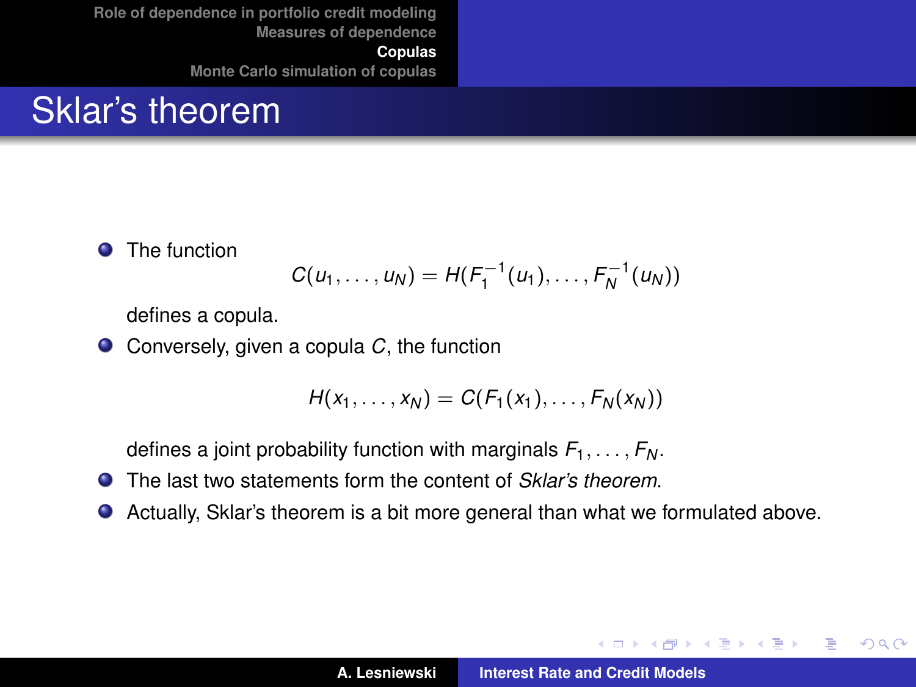# Sklar's theorem

- The function

$$C(u_1, \ldots, u_N) = H(F_1^{-1}(u_1), \ldots, F_N^{-1}(u_N))$$

  defines a copula.

- Conversely, given a copula $C$, the function

$$H(x_1, \ldots, x_N) = C(F_1(x_1), \ldots, F_N(x_N))$$

  defines a joint probability function with marginals $F_1, \ldots, F_N$.

- The last two statements form the content of *Sklar's theorem*.
- Actually, Sklar's theorem is a bit more general than what we formulated above.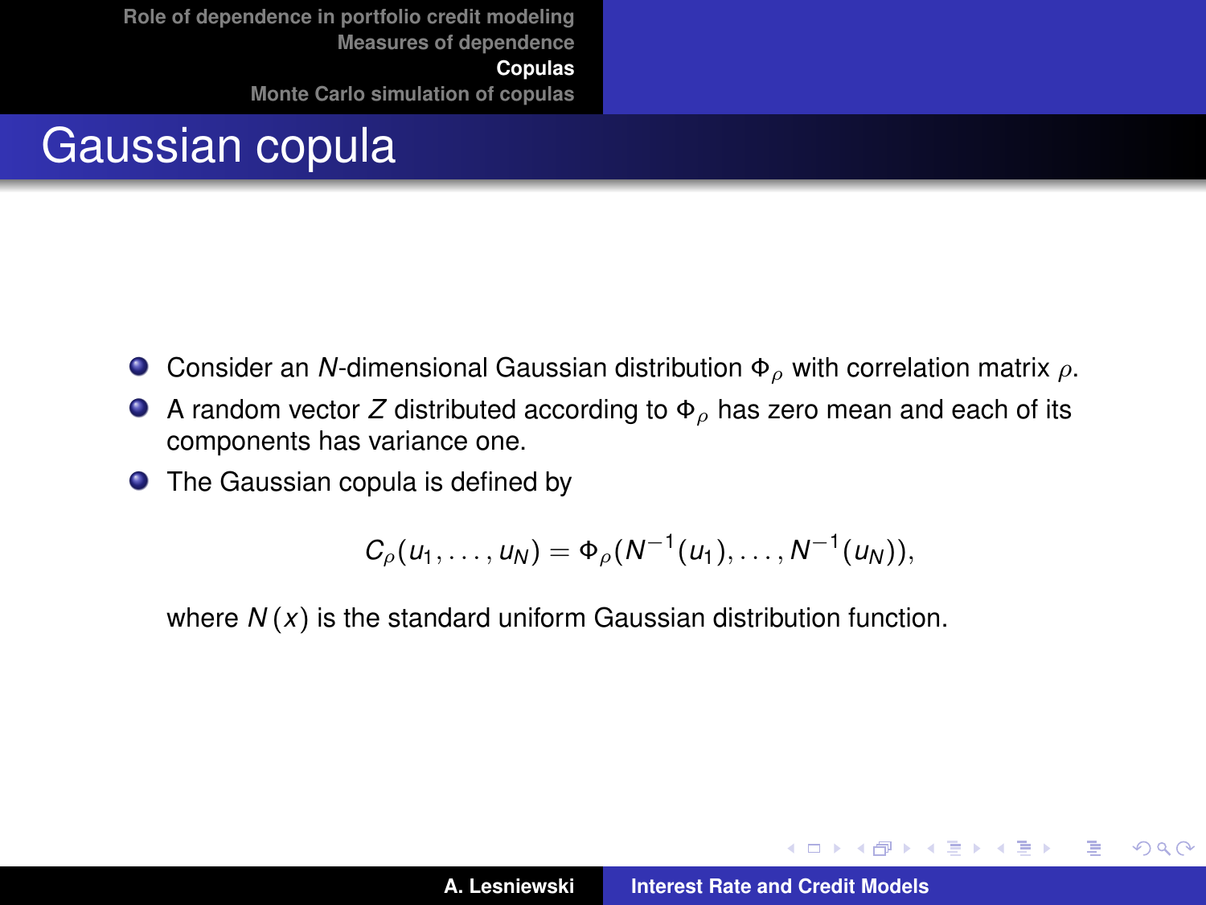# Gaussian copula

- Consider an $N$-dimensional Gaussian distribution $\Phi_\rho$ with correlation matrix $\rho$.
- A random vector $Z$ distributed according to $\Phi_\rho$ has zero mean and each of its components has variance one.
- The Gaussian copula is defined by

$$C_\rho(u_1, \ldots, u_N) = \Phi_\rho(N^{-1}(u_1), \ldots, N^{-1}(u_N)),$$

where $N(x)$ is the standard uniform Gaussian distribution function.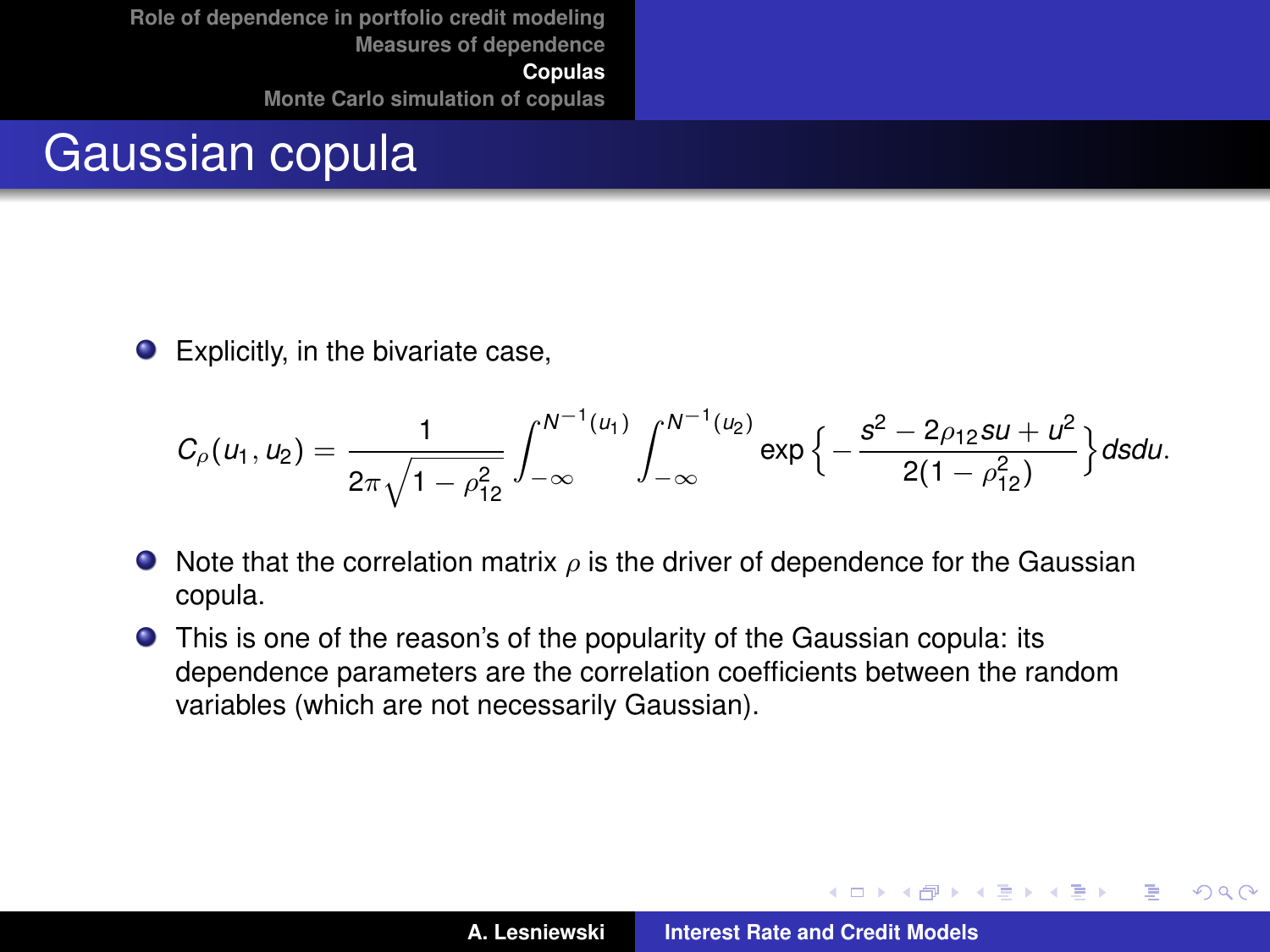# Gaussian copula

- Explicitly, in the bivariate case,

$$C_\rho(u_1, u_2) = \frac{1}{2\pi\sqrt{1-\rho_{12}^2}} \int_{-\infty}^{N^{-1}(u_1)} \int_{-\infty}^{N^{-1}(u_2)} \exp\Big\{ -\frac{s^2 - 2\rho_{12} su + u^2}{2(1-\rho_{12}^2)} \Big\} ds du.$$

- Note that the correlation matrix $\rho$ is the driver of dependence for the Gaussian copula.
- This is one of the reason's of the popularity of the Gaussian copula: its dependence parameters are the correlation coefficients between the random variables (which are not necessarily Gaussian).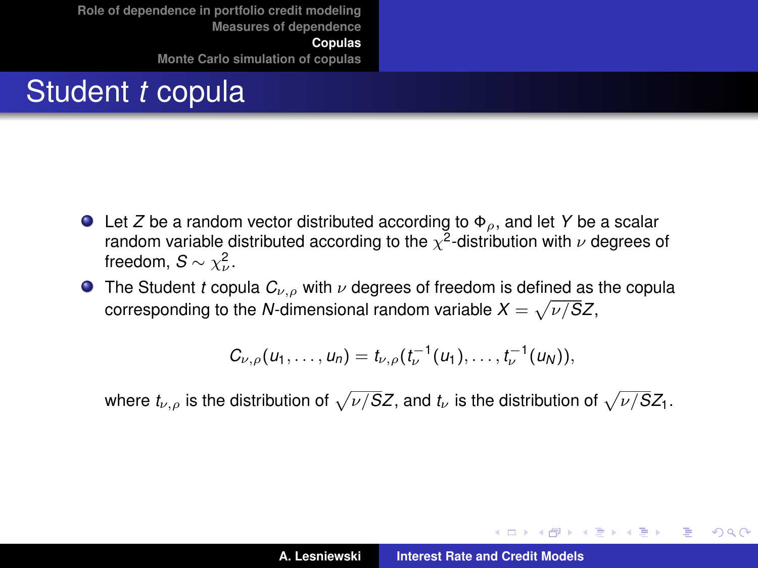# Student *t* copula

- Let $Z$ be a random vector distributed according to $\Phi_\rho$, and let $Y$ be a scalar random variable distributed according to the $\chi^2$-distribution with $\nu$ degrees of freedom, $S \sim \chi^2_\nu$.
- The Student *t* copula $C_{\nu,\rho}$ with $\nu$ degrees of freedom is defined as the copula corresponding to the $N$-dimensional random variable $X = \sqrt{\nu/S}Z$,

$$C_{\nu,\rho}(u_1, \ldots, u_n) = t_{\nu,\rho}(t_\nu^{-1}(u_1), \ldots, t_\nu^{-1}(u_N)),$$

where $t_{\nu,\rho}$ is the distribution of $\sqrt{\nu/S}Z$, and $t_\nu$ is the distribution of $\sqrt{\nu/S}Z_1$.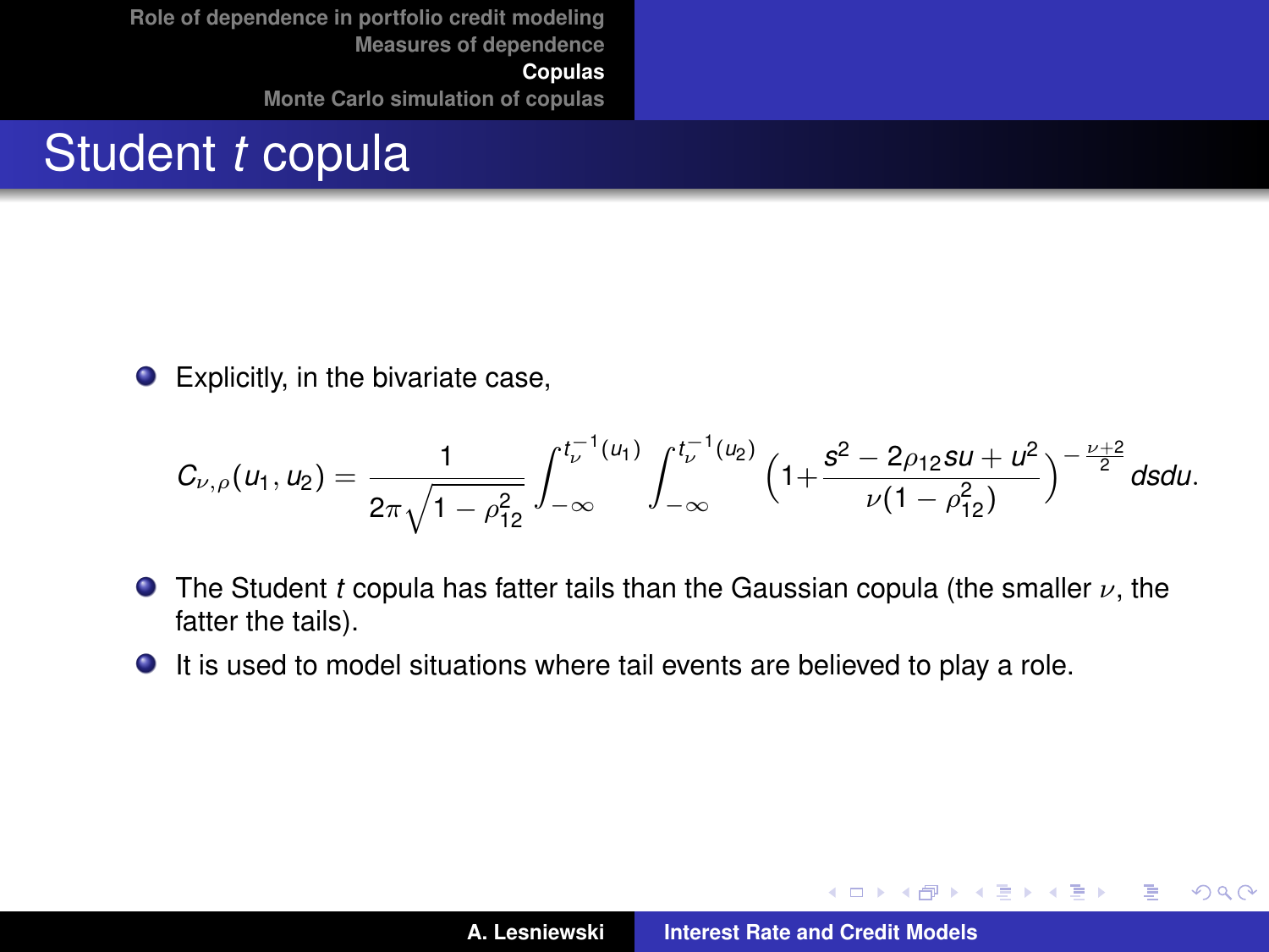# Student $t$ copula

- Explicitly, in the bivariate case,

$$C_{\nu,\rho}(u_1, u_2) = \frac{1}{2\pi\sqrt{1-\rho_{12}^2}} \int_{-\infty}^{t_\nu^{-1}(u_1)} \int_{-\infty}^{t_\nu^{-1}(u_2)} \Big(1 + \frac{s^2 - 2\rho_{12} su + u^2}{\nu(1-\rho_{12}^2)}\Big)^{-\frac{\nu+2}{2}} ds du.$$

- The Student $t$ copula has fatter tails than the Gaussian copula (the smaller $\nu$, the fatter the tails).
- It is used to model situations where tail events are believed to play a role.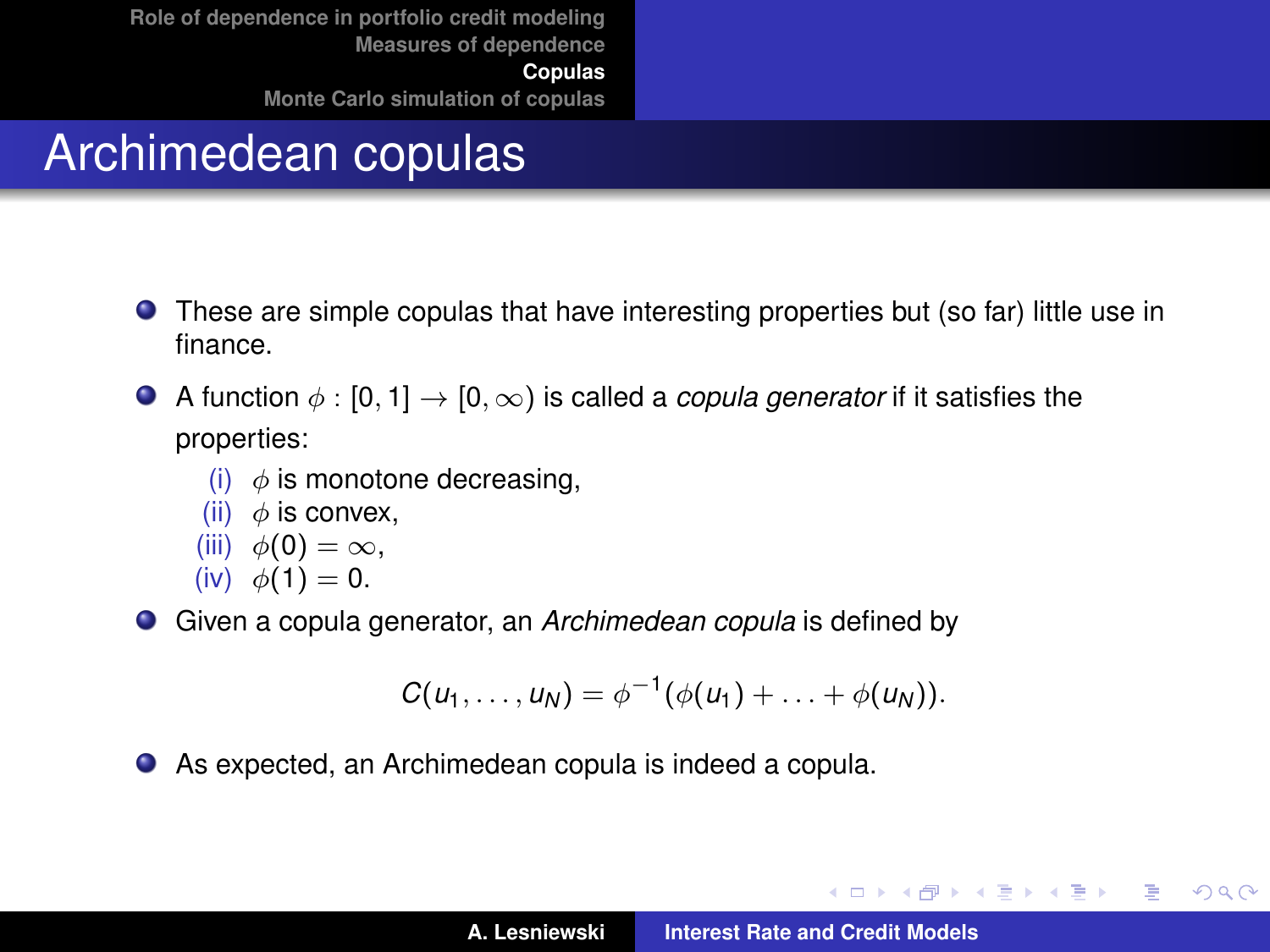# Archimedean copulas

- These are simple copulas that have interesting properties but (so far) little use in finance.
- A function $\phi : [0, 1] \to [0, \infty)$ is called a *copula generator* if it satisfies the properties:
  - (i) $\phi$ is monotone decreasing,
  - (ii) $\phi$ is convex,
  - (iii) $\phi(0) = \infty$,
  - (iv) $\phi(1) = 0$.
- Given a copula generator, an *Archimedean copula* is defined by

$$C(u_1, \ldots, u_N) = \phi^{-1}(\phi(u_1) + \ldots + \phi(u_N)).$$

- As expected, an Archimedean copula is indeed a copula.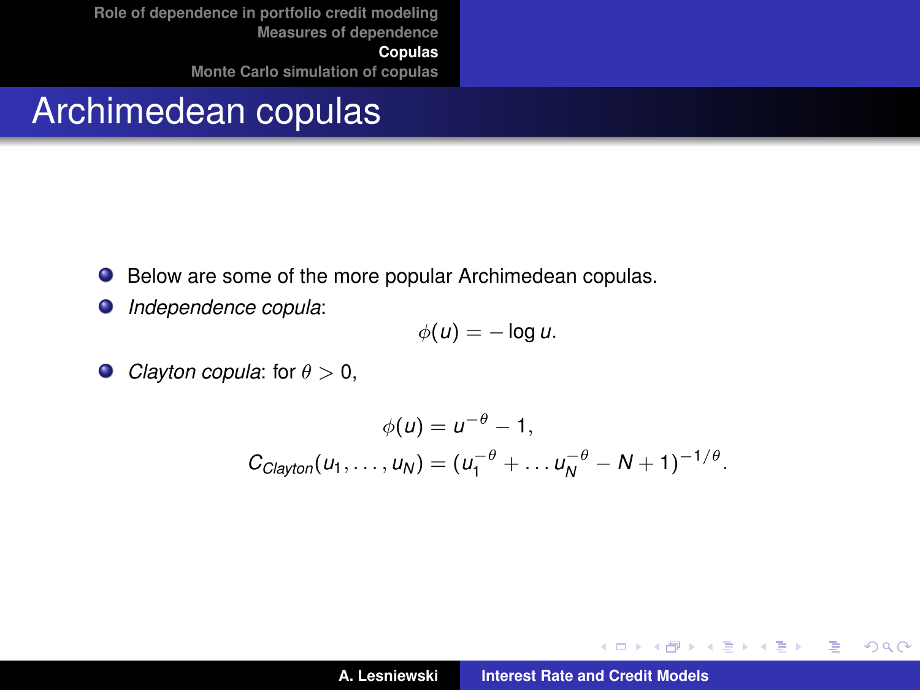# Archimedean copulas

- Below are some of the more popular Archimedean copulas.
- *Independence copula*:

$$\phi(u) = -\log u.$$

- *Clayton copula*: for $\theta > 0$,

$$\phi(u) = u^{-\theta} - 1,$$
$$C_{Clayton}(u_1, \ldots, u_N) = (u_1^{-\theta} + \ldots u_N^{-\theta} - N + 1)^{-1/\theta}.$$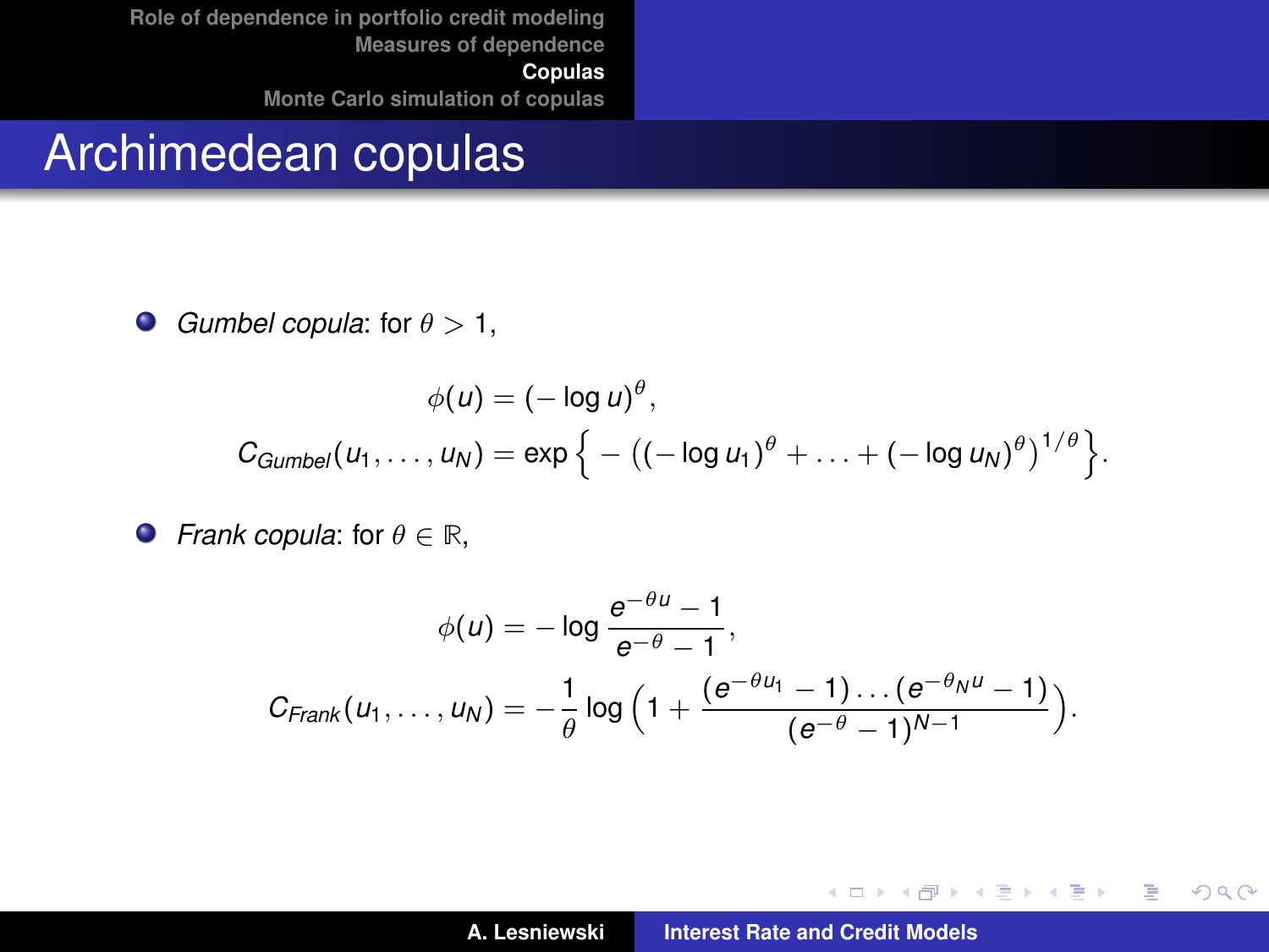# Archimedean copulas

- *Gumbel copula*: for $\theta > 1$,

$$\phi(u) = (-\log u)^{\theta},$$

$$C_{Gumbel}(u_1, \ldots, u_N) = \exp\Big\{ -\big((-\log u_1)^{\theta} + \ldots + (-\log u_N)^{\theta}\big)^{1/\theta}\Big\}.$$

- *Frank copula*: for $\theta \in \mathbb{R}$,

$$\phi(u) = -\log \frac{e^{-\theta u} - 1}{e^{-\theta} - 1},$$

$$C_{Frank}(u_1, \ldots, u_N) = -\frac{1}{\theta} \log\Big(1 + \frac{(e^{-\theta u_1} - 1) \ldots (e^{-\theta_N u} - 1)}{(e^{-\theta} - 1)^{N-1}}\Big).$$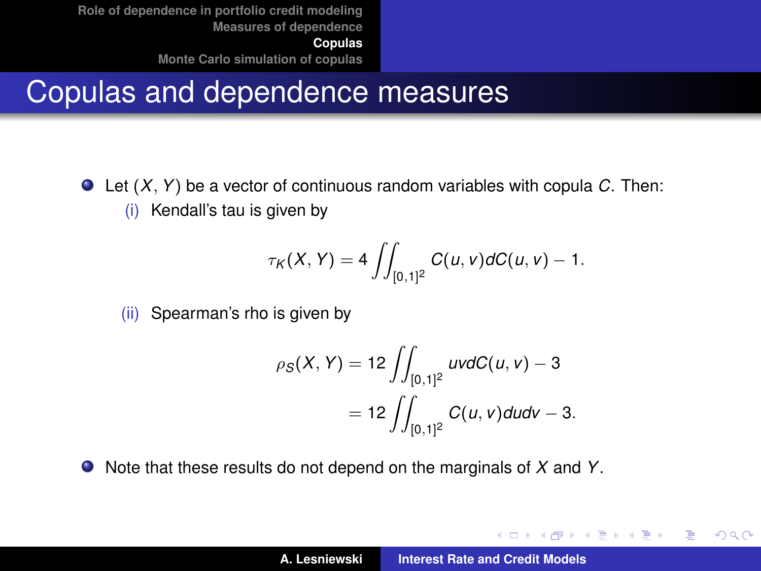# Copulas and dependence measures

- Let $(X, Y)$ be a vector of continuous random variables with copula $C$. Then:
  - (i) Kendall's tau is given by

$$\tau_K(X, Y) = 4 \iint_{[0,1]^2} C(u, v) dC(u, v) - 1.$$

  - (ii) Spearman's rho is given by

$$\begin{aligned}\rho_S(X, Y) &= 12 \iint_{[0,1]^2} uv dC(u, v) - 3 \\ &= 12 \iint_{[0,1]^2} C(u, v) du dv - 3.\end{aligned}$$

- Note that these results do not depend on the marginals of $X$ and $Y$.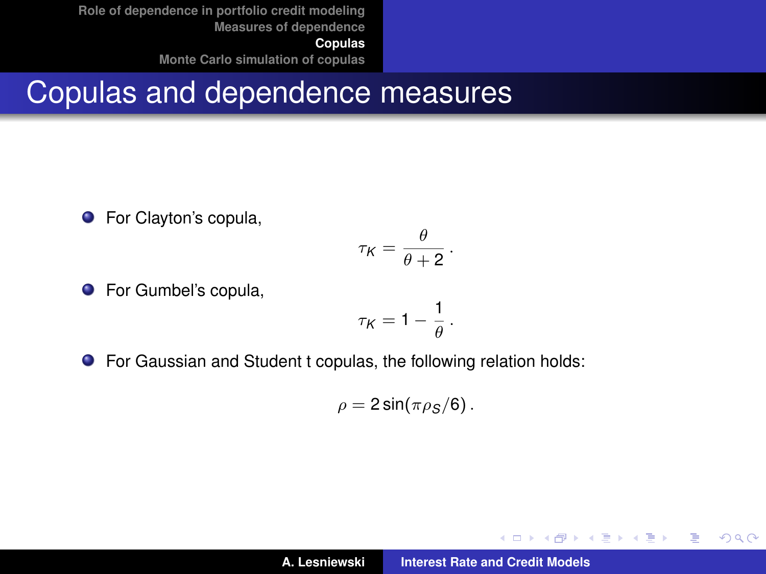# Copulas and dependence measures

- For Clayton's copula,

$$\tau_K = \frac{\theta}{\theta + 2} \,.$$

- For Gumbel's copula,

$$\tau_K = 1 - \frac{1}{\theta} \,.$$

- For Gaussian and Student t copulas, the following relation holds:

$$\rho = 2 \sin(\pi \rho_S / 6) \,.$$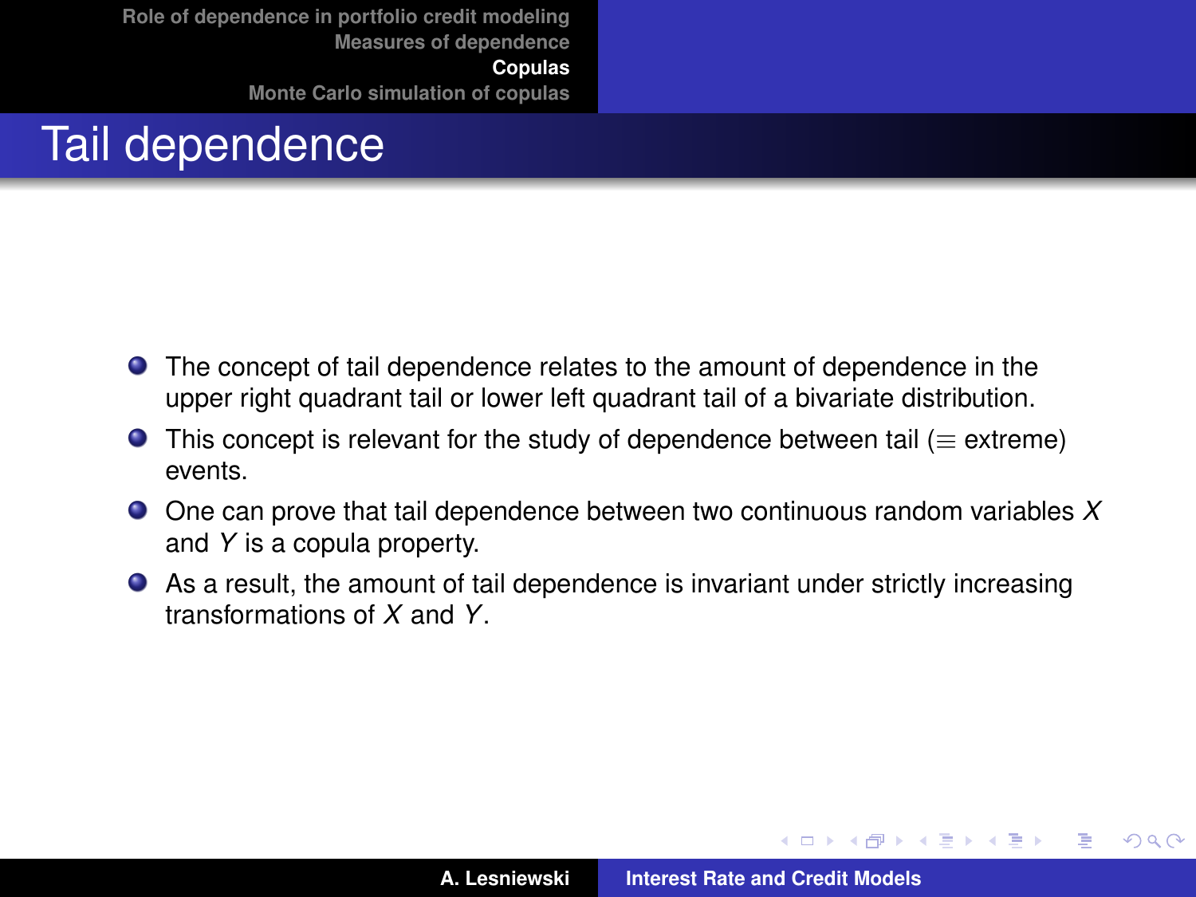# Tail dependence

- The concept of tail dependence relates to the amount of dependence in the upper right quadrant tail or lower left quadrant tail of a bivariate distribution.
- This concept is relevant for the study of dependence between tail ($\equiv$ extreme) events.
- One can prove that tail dependence between two continuous random variables $X$ and $Y$ is a copula property.
- As a result, the amount of tail dependence is invariant under strictly increasing transformations of $X$ and $Y$.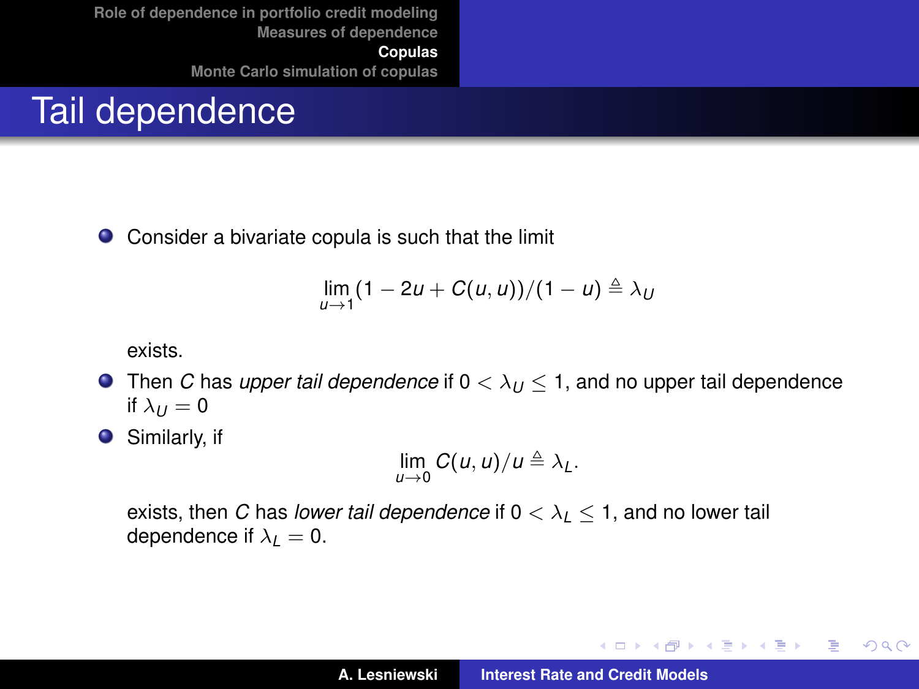# Tail dependence

- Consider a bivariate copula is such that the limit

$$\lim_{u \to 1} (1 - 2u + C(u, u))/(1 - u) \triangleq \lambda_U$$

exists.

- Then $C$ has *upper tail dependence* if $0 < \lambda_U \leq 1$, and no upper tail dependence if $\lambda_U = 0$
- Similarly, if

$$\lim_{u \to 0} C(u, u)/u \triangleq \lambda_L.$$

exists, then $C$ has *lower tail dependence* if $0 < \lambda_L \leq 1$, and no lower tail dependence if $\lambda_L = 0$.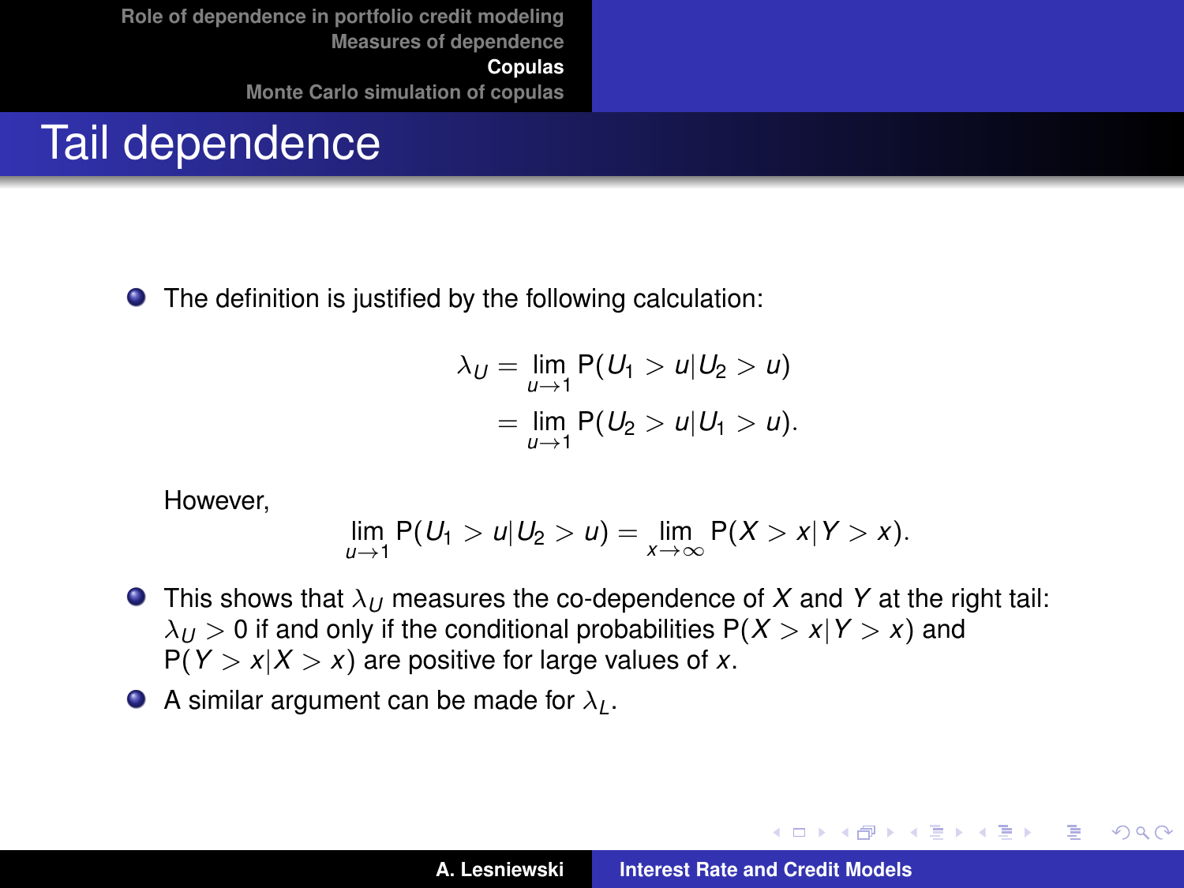# Tail dependence

- The definition is justified by the following calculation:

$$\begin{aligned}\lambda_U &= \lim_{u\to 1} \mathsf{P}(U_1 > u | U_2 > u) \\ &= \lim_{u\to 1} \mathsf{P}(U_2 > u | U_1 > u).\end{aligned}$$

  However,

$$\lim_{u\to 1} \mathsf{P}(U_1 > u | U_2 > u) = \lim_{x\to \infty} \mathsf{P}(X > x | Y > x).$$

- This shows that $\lambda_U$ measures the co-dependence of $X$ and $Y$ at the right tail: $\lambda_U > 0$ if and only if the conditional probabilities $\mathsf{P}(X > x | Y > x)$ and $\mathsf{P}(Y > x | X > x)$ are positive for large values of $x$.
- A similar argument can be made for $\lambda_L$.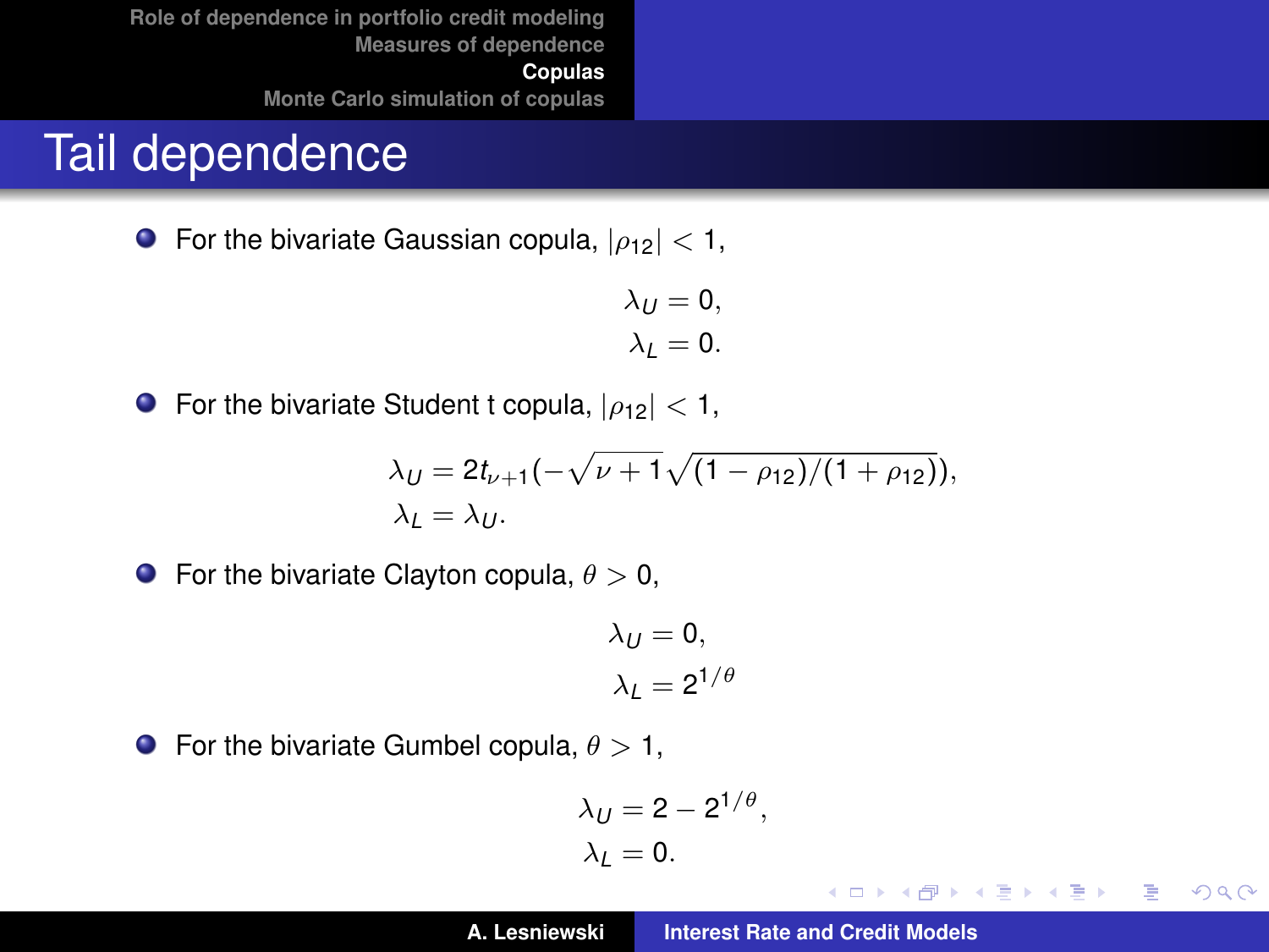# Tail dependence

- For the bivariate Gaussian copula, $|\rho_{12}| < 1$,

$$
\begin{aligned}
\lambda_U &= 0, \\
\lambda_L &= 0.
\end{aligned}
$$

- For the bivariate Student t copula, $|\rho_{12}| < 1$,

$$
\begin{aligned}
\lambda_U &= 2t_{\nu+1}(-\sqrt{\nu+1}\sqrt{(1-\rho_{12})/(1+\rho_{12})}), \\
\lambda_L &= \lambda_U.
\end{aligned}
$$

- For the bivariate Clayton copula, $\theta > 0$,

$$
\begin{aligned}
\lambda_U &= 0, \\
\lambda_L &= 2^{1/\theta}
\end{aligned}
$$

- For the bivariate Gumbel copula, $\theta > 1$,

$$
\begin{aligned}
\lambda_U &= 2 - 2^{1/\theta}, \\
\lambda_L &= 0.
\end{aligned}
$$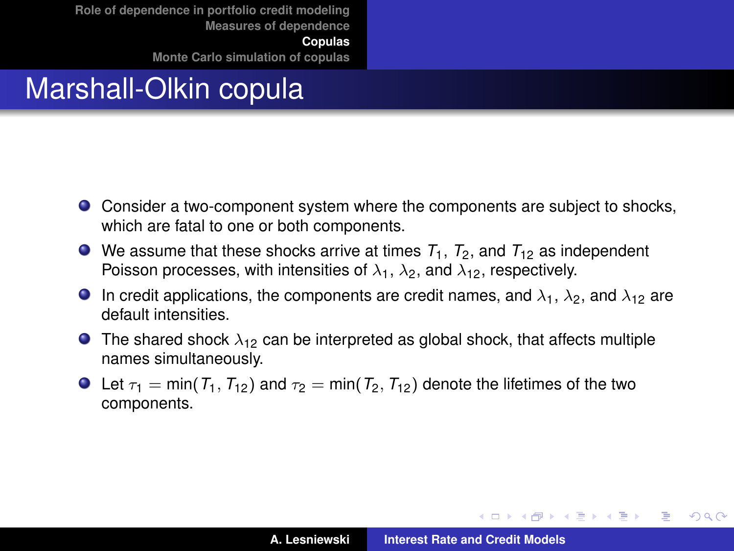# Marshall-Olkin copula

- Consider a two-component system where the components are subject to shocks, which are fatal to one or both components.
- We assume that these shocks arrive at times $T_1$, $T_2$, and $T_{12}$ as independent Poisson processes, with intensities of $\lambda_1$, $\lambda_2$, and $\lambda_{12}$, respectively.
- In credit applications, the components are credit names, and $\lambda_1$, $\lambda_2$, and $\lambda_{12}$ are default intensities.
- The shared shock $\lambda_{12}$ can be interpreted as global shock, that affects multiple names simultaneously.
- Let $\tau_1 = \min(T_1, T_{12})$ and $\tau_2 = \min(T_2, T_{12})$ denote the lifetimes of the two components.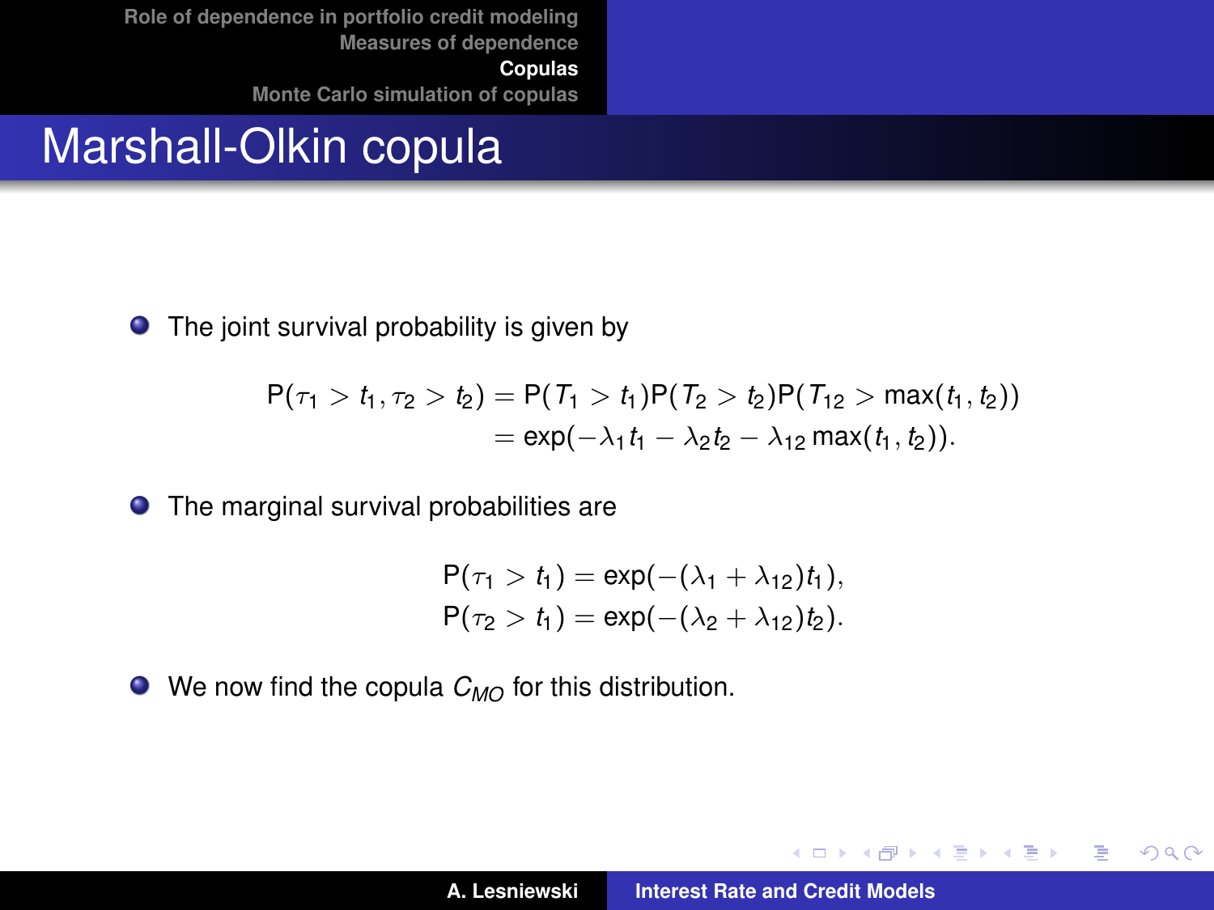# Marshall-Olkin copula

- The joint survival probability is given by

$$
\begin{aligned}
\mathrm{P}(\tau_1 > t_1, \tau_2 > t_2) &= \mathrm{P}(T_1 > t_1)\mathrm{P}(T_2 > t_2)\mathrm{P}(T_{12} > \max(t_1, t_2)) \\
&= \exp(-\lambda_1 t_1 - \lambda_2 t_2 - \lambda_{12} \max(t_1, t_2)).
\end{aligned}
$$

- The marginal survival probabilities are

$$
\begin{aligned}
\mathrm{P}(\tau_1 > t_1) &= \exp(-(\lambda_1 + \lambda_{12})t_1), \\
\mathrm{P}(\tau_2 > t_1) &= \exp(-(\lambda_2 + \lambda_{12})t_2).
\end{aligned}
$$

- We now find the copula $C_{MO}$ for this distribution.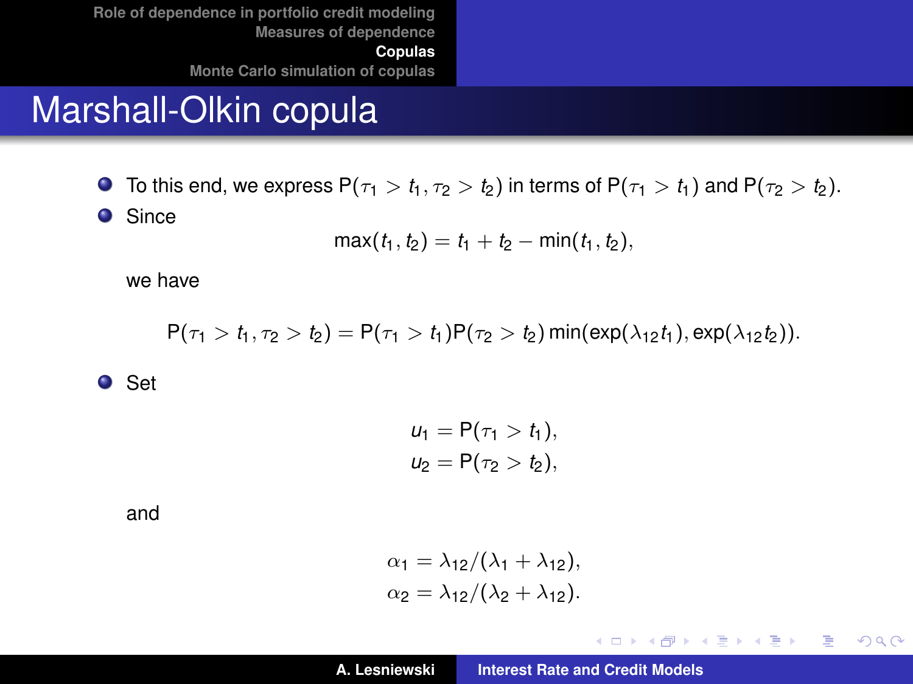# Marshall-Olkin copula

- To this end, we express $P(\tau_1 > t_1, \tau_2 > t_2)$ in terms of $P(\tau_1 > t_1)$ and $P(\tau_2 > t_2)$.
- Since

$$\max(t_1, t_2) = t_1 + t_2 - \min(t_1, t_2),$$

we have

$$P(\tau_1 > t_1, \tau_2 > t_2) = P(\tau_1 > t_1)P(\tau_2 > t_2)\min(\exp(\lambda_{12}t_1), \exp(\lambda_{12}t_2)).$$

- Set

$$u_1 = P(\tau_1 > t_1),$$
$$u_2 = P(\tau_2 > t_2),$$

and

$$\alpha_1 = \lambda_{12}/(\lambda_1 + \lambda_{12}),$$
$$\alpha_2 = \lambda_{12}/(\lambda_2 + \lambda_{12}).$$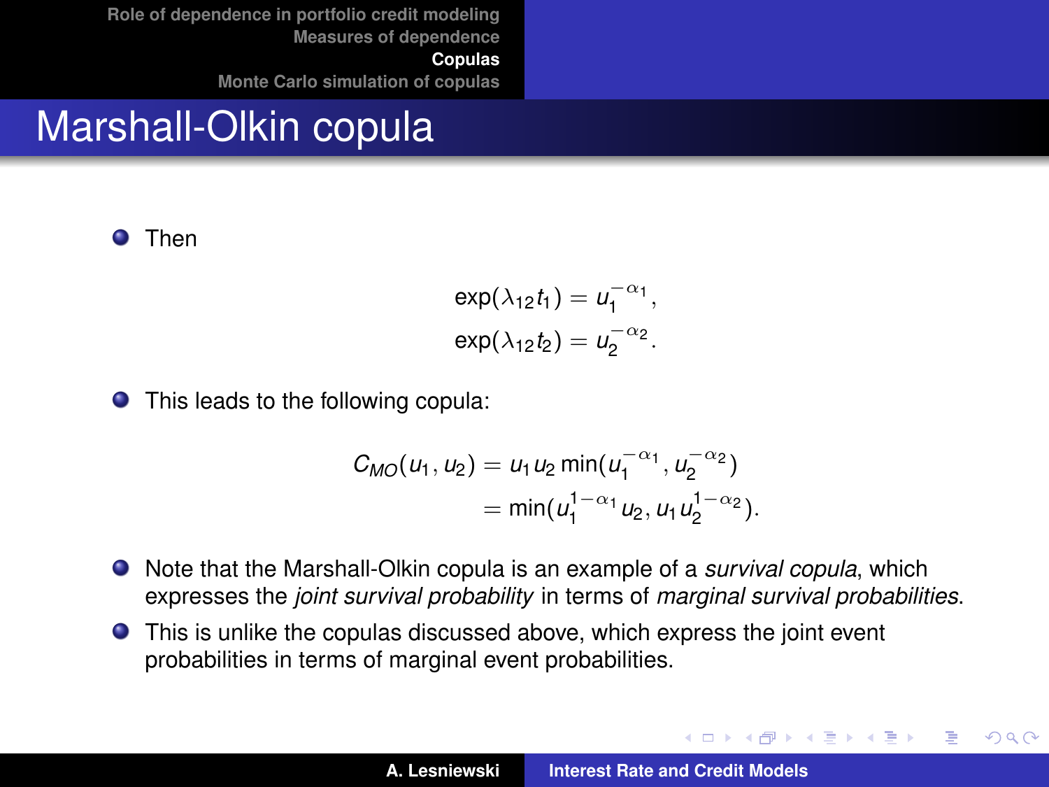# Marshall-Olkin copula

- Then

$$
\begin{aligned}
\exp(\lambda_{12} t_1) &= u_1^{-\alpha_1}, \\
\exp(\lambda_{12} t_2) &= u_2^{-\alpha_2}.
\end{aligned}
$$

- This leads to the following copula:

$$
\begin{aligned}
C_{MO}(u_1, u_2) &= u_1 u_2 \min(u_1^{-\alpha_1}, u_2^{-\alpha_2}) \\
&= \min(u_1^{1-\alpha_1} u_2, u_1 u_2^{1-\alpha_2}).
\end{aligned}
$$

- Note that the Marshall-Olkin copula is an example of a *survival copula*, which expresses the *joint survival probability* in terms of *marginal survival probabilities*.
- This is unlike the copulas discussed above, which express the joint event probabilities in terms of marginal event probabilities.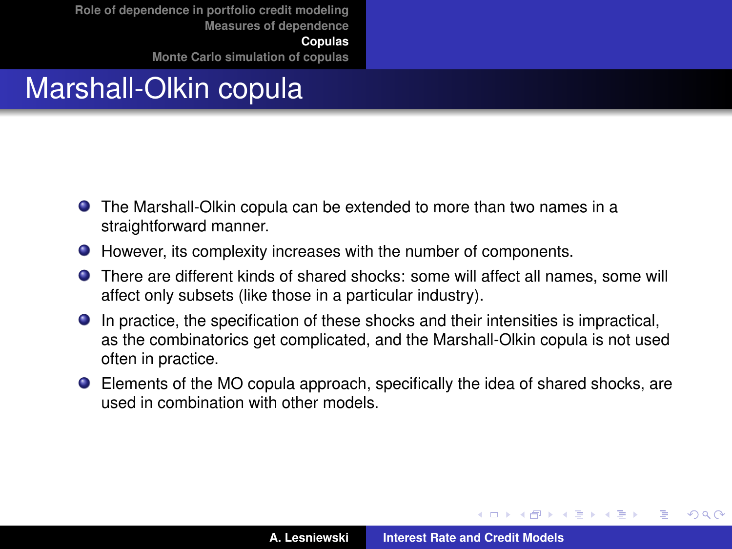# Marshall-Olkin copula

- The Marshall-Olkin copula can be extended to more than two names in a straightforward manner.
- However, its complexity increases with the number of components.
- There are different kinds of shared shocks: some will affect all names, some will affect only subsets (like those in a particular industry).
- In practice, the specification of these shocks and their intensities is impractical, as the combinatorics get complicated, and the Marshall-Olkin copula is not used often in practice.
- Elements of the MO copula approach, specifically the idea of shared shocks, are used in combination with other models.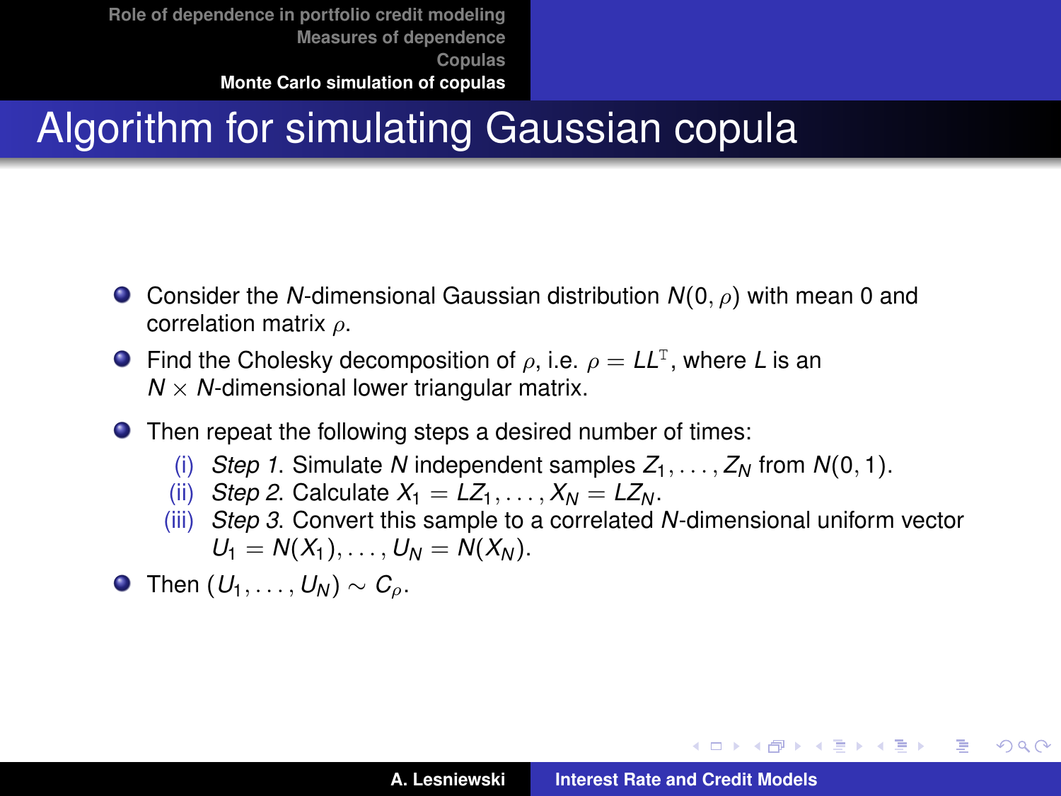# Algorithm for simulating Gaussian copula

- Consider the $N$-dimensional Gaussian distribution $N(0, \rho)$ with mean 0 and correlation matrix $\rho$.
- Find the Cholesky decomposition of $\rho$, i.e. $\rho = LL^{\mathrm{T}}$, where $L$ is an $N \times N$-dimensional lower triangular matrix.
- Then repeat the following steps a desired number of times:
  - (i) *Step 1*. Simulate $N$ independent samples $Z_1, \ldots, Z_N$ from $N(0, 1)$.
  - (ii) *Step 2*. Calculate $X_1 = LZ_1, \ldots, X_N = LZ_N$.
  - (iii) *Step 3*. Convert this sample to a correlated $N$-dimensional uniform vector $U_1 = N(X_1), \ldots, U_N = N(X_N)$.
- Then $(U_1, \ldots, U_N) \sim C_\rho$.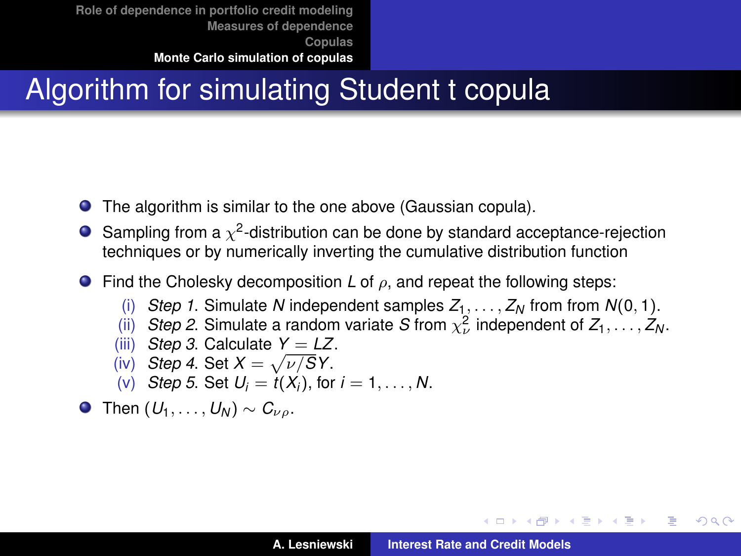# Algorithm for simulating Student t copula

- The algorithm is similar to the one above (Gaussian copula).
- Sampling from a $\chi^2$-distribution can be done by standard acceptance-rejection techniques or by numerically inverting the cumulative distribution function
- Find the Cholesky decomposition $L$ of $\rho$, and repeat the following steps:
  - (i) *Step 1*. Simulate $N$ independent samples $Z_1, \ldots, Z_N$ from from $N(0, 1)$.
  - (ii) *Step 2*. Simulate a random variate $S$ from $\chi^2_\nu$ independent of $Z_1, \ldots, Z_N$.
  - (iii) *Step 3*. Calculate $Y = LZ$.
  - (iv) *Step 4*. Set $X = \sqrt{\nu/S}Y$.
  - (v) *Step 5*. Set $U_i = t(X_i)$, for $i = 1, \ldots, N$.
- Then $(U_1, \ldots, U_N) \sim C_{\nu\rho}$.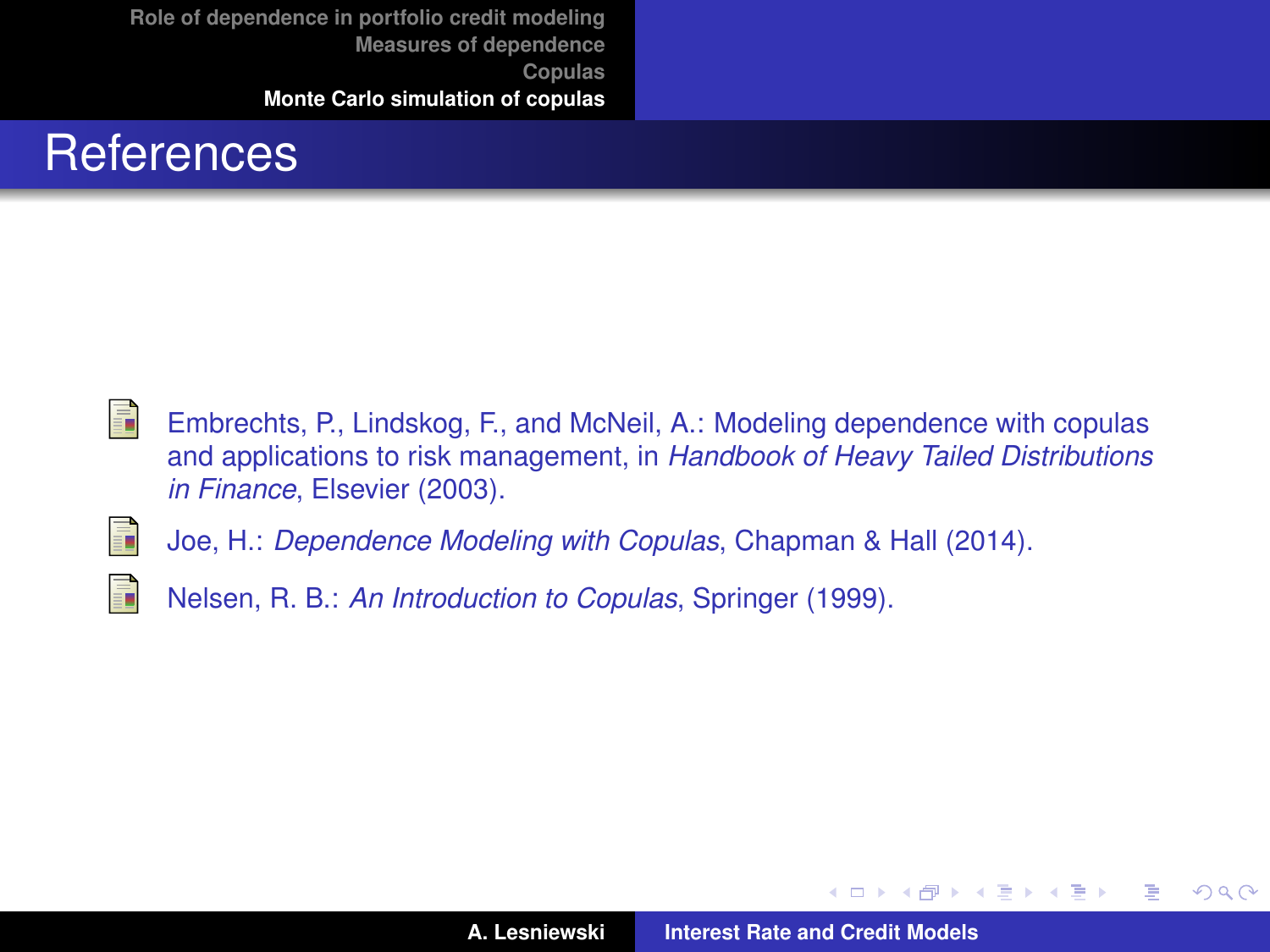# References

- Embrechts, P., Lindskog, F., and McNeil, A.: Modeling dependence with copulas and applications to risk management, in *Handbook of Heavy Tailed Distributions in Finance*, Elsevier (2003).
- Joe, H.: *Dependence Modeling with Copulas*, Chapman & Hall (2014).
- Nelsen, R. B.: *An Introduction to Copulas*, Springer (1999).